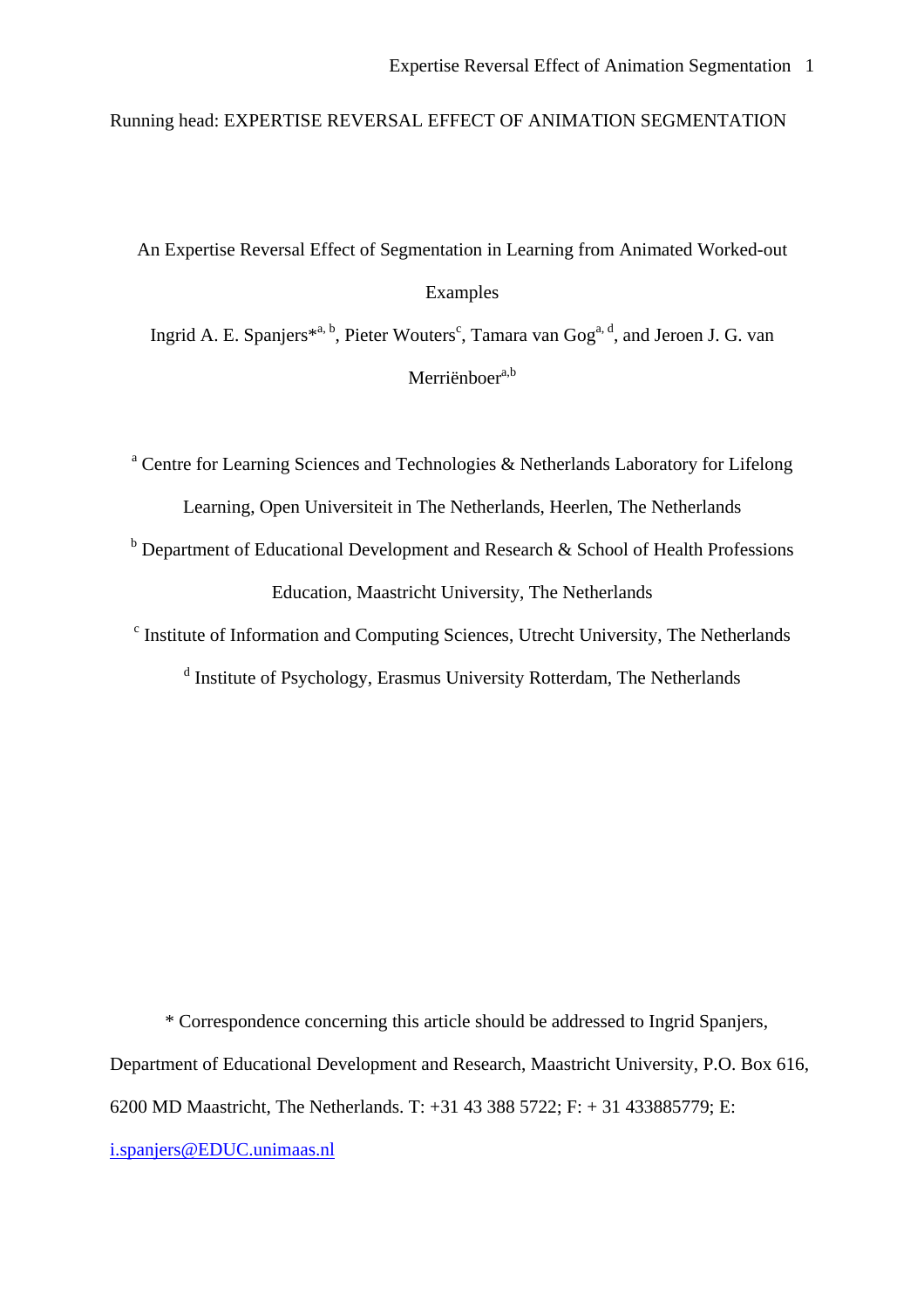Running head: EXPERTISE REVERSAL EFFECT OF ANIMATION SEGMENTATION

# An Expertise Reversal Effect of Segmentation in Learning from Animated Worked-out Examples

Ingrid A. E. Spanjers*[a, b], Pieter Wouters[c], Tamara van Gog[a, d], and Jeroen J. G. van Merriënboer[a,b]

[a] Centre for Learning Sciences and Technologies & Netherlands Laboratory for Lifelong Learning, Open Universiteit in The Netherlands, Heerlen, The Netherlands

[b] Department of Educational Development and Research & School of Health Professions Education, Maastricht University, The Netherlands

[c] Institute of Information and Computing Sciences, Utrecht University, The Netherlands

[d] Institute of Psychology, Erasmus University Rotterdam, The Netherlands

* Correspondence concerning this article should be addressed to Ingrid Spanjers, Department of Educational Development and Research, Maastricht University, P.O. Box 616, 6200 MD Maastricht, The Netherlands. T: +31 43 388 5722; F: + 31 433885779; E: i.spanjers@EDUC.unimaas.nl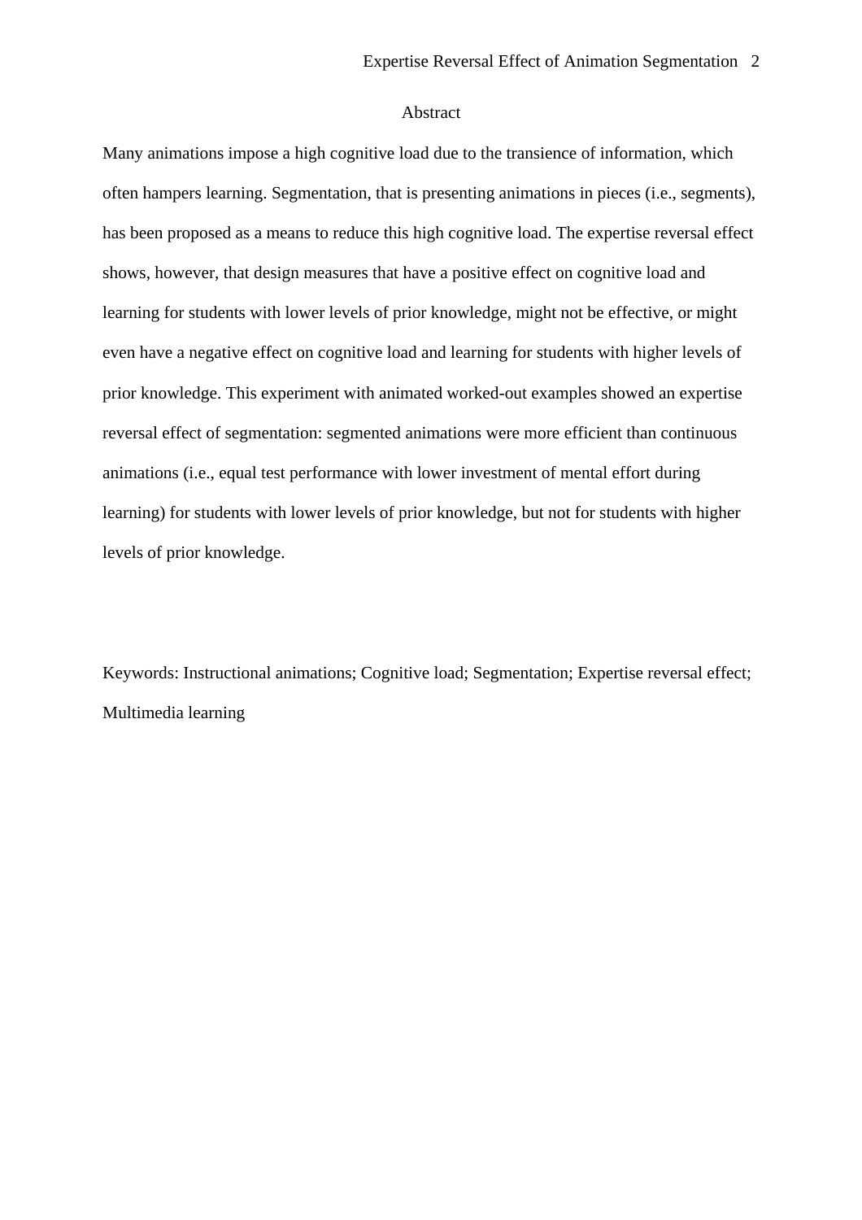## Abstract

Many animations impose a high cognitive load due to the transience of information, which often hampers learning. Segmentation, that is presenting animations in pieces (i.e., segments), has been proposed as a means to reduce this high cognitive load. The expertise reversal effect shows, however, that design measures that have a positive effect on cognitive load and learning for students with lower levels of prior knowledge, might not be effective, or might even have a negative effect on cognitive load and learning for students with higher levels of prior knowledge. This experiment with animated worked-out examples showed an expertise reversal effect of segmentation: segmented animations were more efficient than continuous animations (i.e., equal test performance with lower investment of mental effort during learning) for students with lower levels of prior knowledge, but not for students with higher levels of prior knowledge.

Keywords: Instructional animations; Cognitive load; Segmentation; Expertise reversal effect; Multimedia learning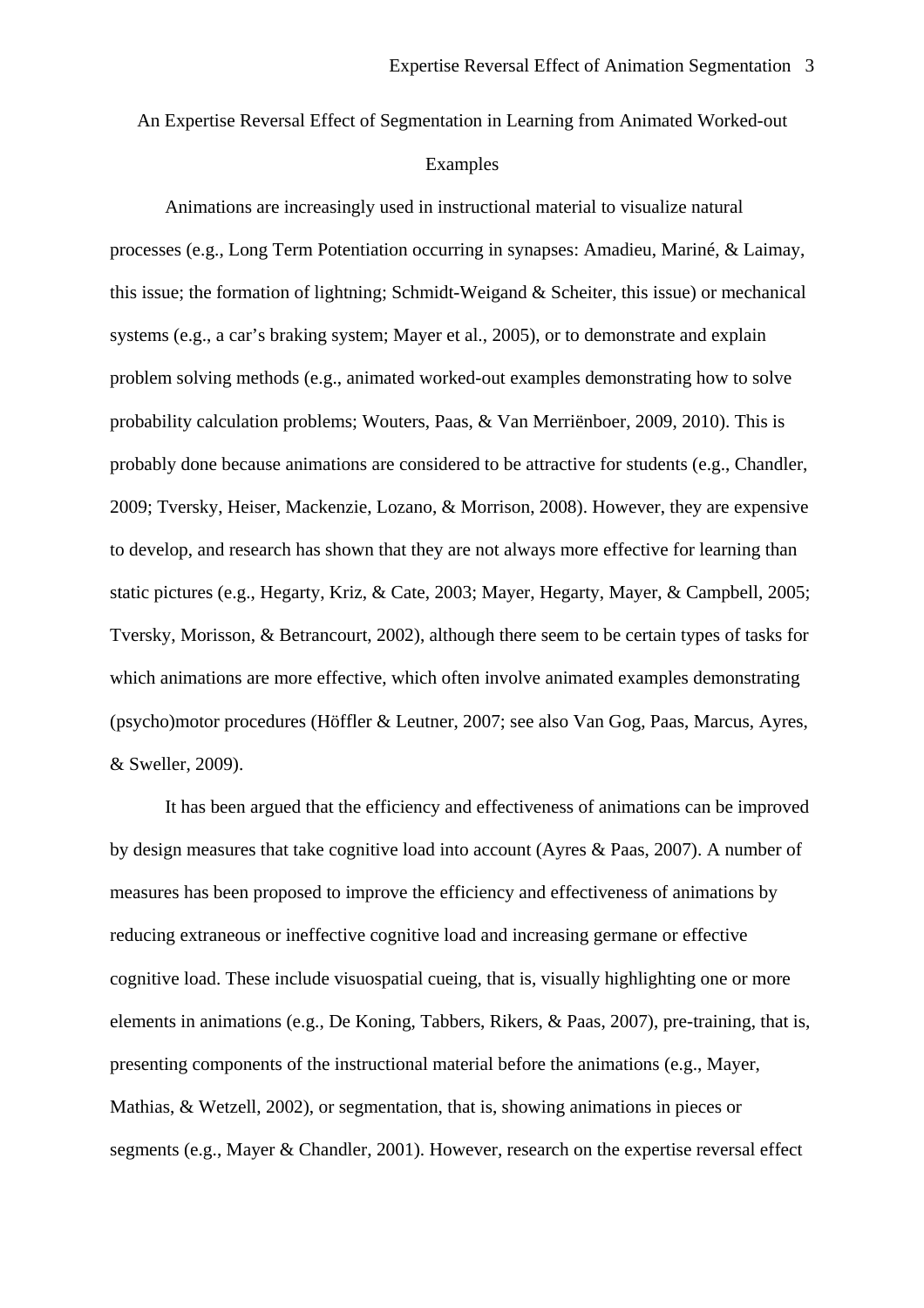# An Expertise Reversal Effect of Segmentation in Learning from Animated Worked-out Examples

Animations are increasingly used in instructional material to visualize natural processes (e.g., Long Term Potentiation occurring in synapses: Amadieu, Mariné, & Laimay, this issue; the formation of lightning; Schmidt-Weigand & Scheiter, this issue) or mechanical systems (e.g., a car's braking system; Mayer et al., 2005), or to demonstrate and explain problem solving methods (e.g., animated worked-out examples demonstrating how to solve probability calculation problems; Wouters, Paas, & Van Merriënboer, 2009, 2010). This is probably done because animations are considered to be attractive for students (e.g., Chandler, 2009; Tversky, Heiser, Mackenzie, Lozano, & Morrison, 2008). However, they are expensive to develop, and research has shown that they are not always more effective for learning than static pictures (e.g., Hegarty, Kriz, & Cate, 2003; Mayer, Hegarty, Mayer, & Campbell, 2005; Tversky, Morisson, & Betrancourt, 2002), although there seem to be certain types of tasks for which animations are more effective, which often involve animated examples demonstrating (psycho)motor procedures (Höffler & Leutner, 2007; see also Van Gog, Paas, Marcus, Ayres, & Sweller, 2009).

It has been argued that the efficiency and effectiveness of animations can be improved by design measures that take cognitive load into account (Ayres & Paas, 2007). A number of measures has been proposed to improve the efficiency and effectiveness of animations by reducing extraneous or ineffective cognitive load and increasing germane or effective cognitive load. These include visuospatial cueing, that is, visually highlighting one or more elements in animations (e.g., De Koning, Tabbers, Rikers, & Paas, 2007), pre-training, that is, presenting components of the instructional material before the animations (e.g., Mayer, Mathias, & Wetzell, 2002), or segmentation, that is, showing animations in pieces or segments (e.g., Mayer & Chandler, 2001). However, research on the expertise reversal effect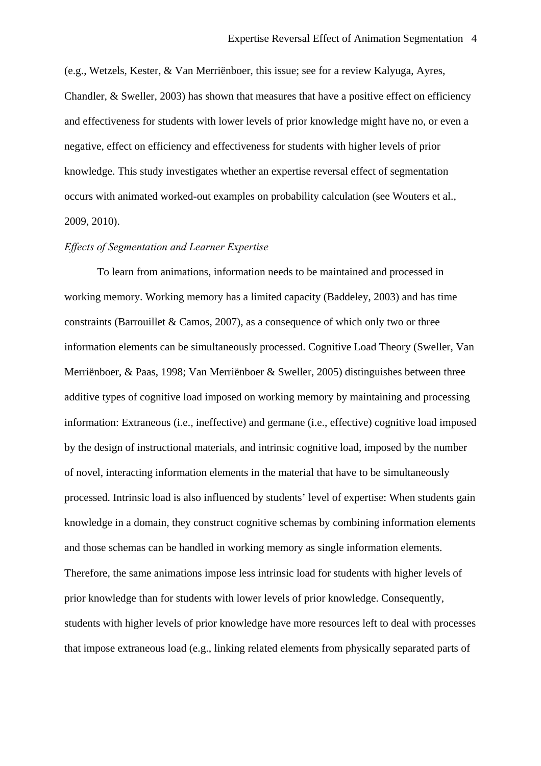(e.g., Wetzels, Kester, & Van Merriënboer, this issue; see for a review Kalyuga, Ayres, Chandler, & Sweller, 2003) has shown that measures that have a positive effect on efficiency and effectiveness for students with lower levels of prior knowledge might have no, or even a negative, effect on efficiency and effectiveness for students with higher levels of prior knowledge. This study investigates whether an expertise reversal effect of segmentation occurs with animated worked-out examples on probability calculation (see Wouters et al., 2009, 2010).

### *Effects of Segmentation and Learner Expertise*

To learn from animations, information needs to be maintained and processed in working memory. Working memory has a limited capacity (Baddeley, 2003) and has time constraints (Barrouillet & Camos, 2007), as a consequence of which only two or three information elements can be simultaneously processed. Cognitive Load Theory (Sweller, Van Merriënboer, & Paas, 1998; Van Merriënboer & Sweller, 2005) distinguishes between three additive types of cognitive load imposed on working memory by maintaining and processing information: Extraneous (i.e., ineffective) and germane (i.e., effective) cognitive load imposed by the design of instructional materials, and intrinsic cognitive load, imposed by the number of novel, interacting information elements in the material that have to be simultaneously processed. Intrinsic load is also influenced by students' level of expertise: When students gain knowledge in a domain, they construct cognitive schemas by combining information elements and those schemas can be handled in working memory as single information elements. Therefore, the same animations impose less intrinsic load for students with higher levels of prior knowledge than for students with lower levels of prior knowledge. Consequently, students with higher levels of prior knowledge have more resources left to deal with processes that impose extraneous load (e.g., linking related elements from physically separated parts of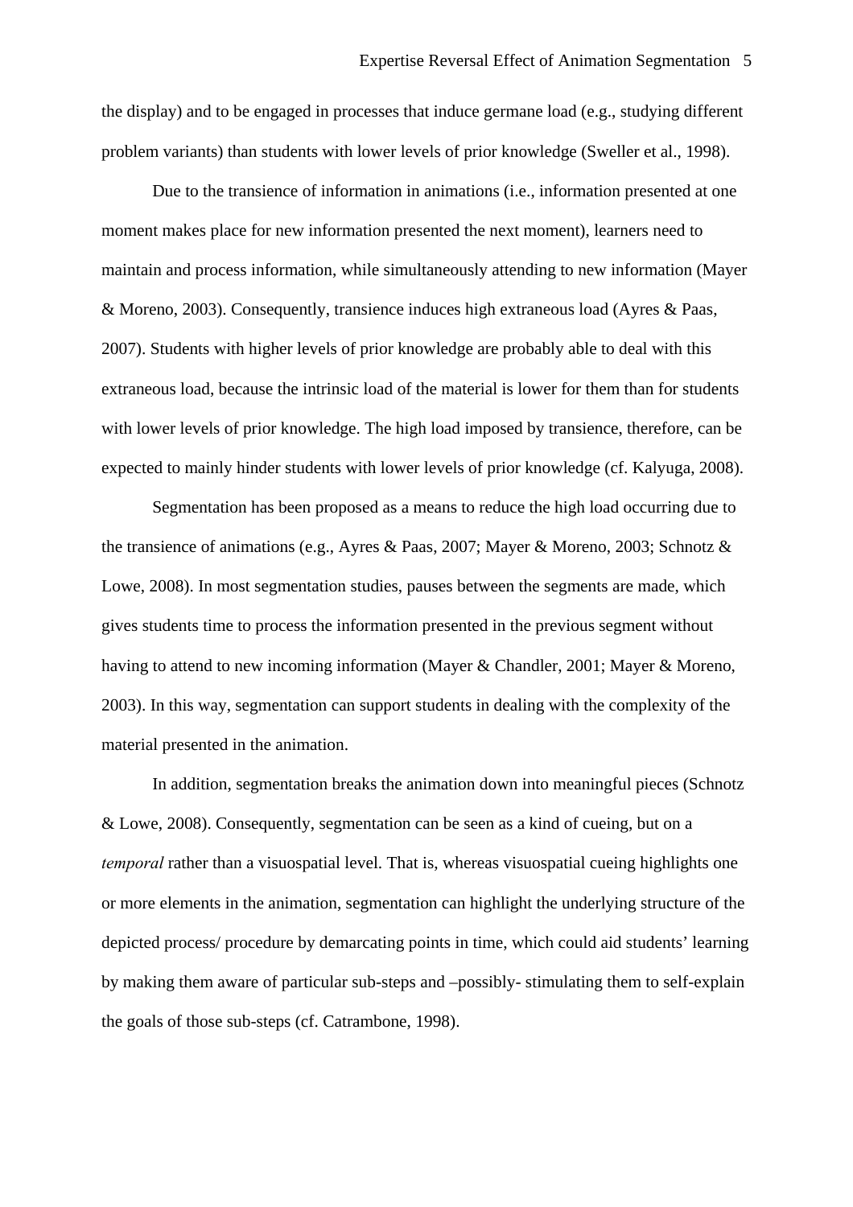the display) and to be engaged in processes that induce germane load (e.g., studying different problem variants) than students with lower levels of prior knowledge (Sweller et al., 1998).

Due to the transience of information in animations (i.e., information presented at one moment makes place for new information presented the next moment), learners need to maintain and process information, while simultaneously attending to new information (Mayer & Moreno, 2003). Consequently, transience induces high extraneous load (Ayres & Paas, 2007). Students with higher levels of prior knowledge are probably able to deal with this extraneous load, because the intrinsic load of the material is lower for them than for students with lower levels of prior knowledge. The high load imposed by transience, therefore, can be expected to mainly hinder students with lower levels of prior knowledge (cf. Kalyuga, 2008).

Segmentation has been proposed as a means to reduce the high load occurring due to the transience of animations (e.g., Ayres & Paas, 2007; Mayer & Moreno, 2003; Schnotz & Lowe, 2008). In most segmentation studies, pauses between the segments are made, which gives students time to process the information presented in the previous segment without having to attend to new incoming information (Mayer & Chandler, 2001; Mayer & Moreno, 2003). In this way, segmentation can support students in dealing with the complexity of the material presented in the animation.

In addition, segmentation breaks the animation down into meaningful pieces (Schnotz & Lowe, 2008). Consequently, segmentation can be seen as a kind of cueing, but on a *temporal* rather than a visuospatial level. That is, whereas visuospatial cueing highlights one or more elements in the animation, segmentation can highlight the underlying structure of the depicted process/ procedure by demarcating points in time, which could aid students' learning by making them aware of particular sub-steps and –possibly- stimulating them to self-explain the goals of those sub-steps (cf. Catrambone, 1998).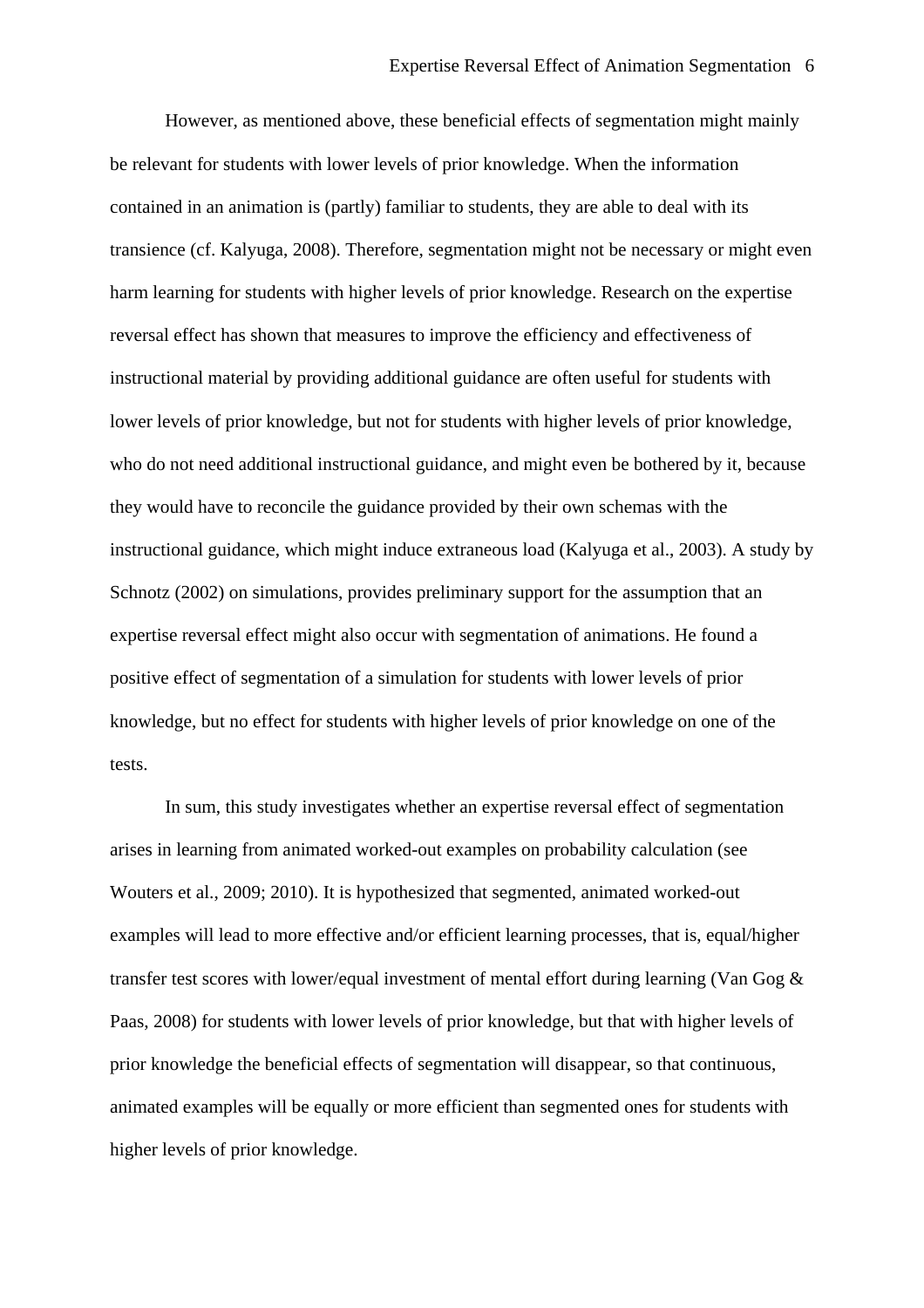However, as mentioned above, these beneficial effects of segmentation might mainly be relevant for students with lower levels of prior knowledge. When the information contained in an animation is (partly) familiar to students, they are able to deal with its transience (cf. Kalyuga, 2008). Therefore, segmentation might not be necessary or might even harm learning for students with higher levels of prior knowledge. Research on the expertise reversal effect has shown that measures to improve the efficiency and effectiveness of instructional material by providing additional guidance are often useful for students with lower levels of prior knowledge, but not for students with higher levels of prior knowledge, who do not need additional instructional guidance, and might even be bothered by it, because they would have to reconcile the guidance provided by their own schemas with the instructional guidance, which might induce extraneous load (Kalyuga et al., 2003). A study by Schnotz (2002) on simulations, provides preliminary support for the assumption that an expertise reversal effect might also occur with segmentation of animations. He found a positive effect of segmentation of a simulation for students with lower levels of prior knowledge, but no effect for students with higher levels of prior knowledge on one of the tests.

In sum, this study investigates whether an expertise reversal effect of segmentation arises in learning from animated worked-out examples on probability calculation (see Wouters et al., 2009; 2010). It is hypothesized that segmented, animated worked-out examples will lead to more effective and/or efficient learning processes, that is, equal/higher transfer test scores with lower/equal investment of mental effort during learning (Van Gog & Paas, 2008) for students with lower levels of prior knowledge, but that with higher levels of prior knowledge the beneficial effects of segmentation will disappear, so that continuous, animated examples will be equally or more efficient than segmented ones for students with higher levels of prior knowledge.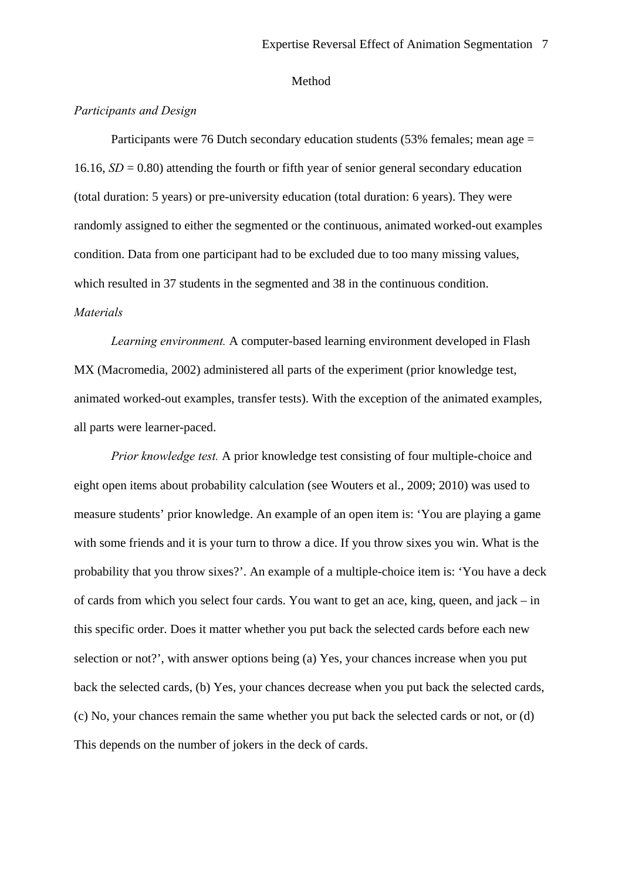# Method

*Participants and Design*

Participants were 76 Dutch secondary education students (53% females; mean age = 16.16, *SD* = 0.80) attending the fourth or fifth year of senior general secondary education (total duration: 5 years) or pre-university education (total duration: 6 years). They were randomly assigned to either the segmented or the continuous, animated worked-out examples condition. Data from one participant had to be excluded due to too many missing values, which resulted in 37 students in the segmented and 38 in the continuous condition.

*Materials*

*Learning environment.* A computer-based learning environment developed in Flash MX (Macromedia, 2002) administered all parts of the experiment (prior knowledge test, animated worked-out examples, transfer tests). With the exception of the animated examples, all parts were learner-paced.

*Prior knowledge test.* A prior knowledge test consisting of four multiple-choice and eight open items about probability calculation (see Wouters et al., 2009; 2010) was used to measure students' prior knowledge. An example of an open item is: 'You are playing a game with some friends and it is your turn to throw a dice. If you throw sixes you win. What is the probability that you throw sixes?'. An example of a multiple-choice item is: 'You have a deck of cards from which you select four cards. You want to get an ace, king, queen, and jack – in this specific order. Does it matter whether you put back the selected cards before each new selection or not?', with answer options being (a) Yes, your chances increase when you put back the selected cards, (b) Yes, your chances decrease when you put back the selected cards, (c) No, your chances remain the same whether you put back the selected cards or not, or (d) This depends on the number of jokers in the deck of cards.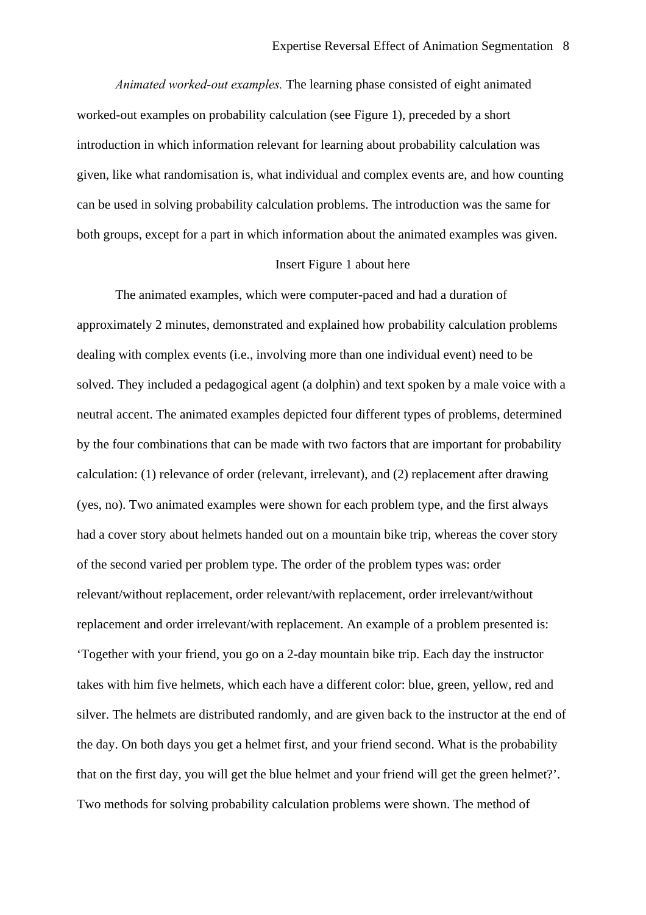*Animated worked-out examples.* The learning phase consisted of eight animated worked-out examples on probability calculation (see Figure 1), preceded by a short introduction in which information relevant for learning about probability calculation was given, like what randomisation is, what individual and complex events are, and how counting can be used in solving probability calculation problems. The introduction was the same for both groups, except for a part in which information about the animated examples was given.

Insert Figure 1 about here

The animated examples, which were computer-paced and had a duration of approximately 2 minutes, demonstrated and explained how probability calculation problems dealing with complex events (i.e., involving more than one individual event) need to be solved. They included a pedagogical agent (a dolphin) and text spoken by a male voice with a neutral accent. The animated examples depicted four different types of problems, determined by the four combinations that can be made with two factors that are important for probability calculation: (1) relevance of order (relevant, irrelevant), and (2) replacement after drawing (yes, no). Two animated examples were shown for each problem type, and the first always had a cover story about helmets handed out on a mountain bike trip, whereas the cover story of the second varied per problem type. The order of the problem types was: order relevant/without replacement, order relevant/with replacement, order irrelevant/without replacement and order irrelevant/with replacement. An example of a problem presented is: 'Together with your friend, you go on a 2-day mountain bike trip. Each day the instructor takes with him five helmets, which each have a different color: blue, green, yellow, red and silver. The helmets are distributed randomly, and are given back to the instructor at the end of the day. On both days you get a helmet first, and your friend second. What is the probability that on the first day, you will get the blue helmet and your friend will get the green helmet?'. Two methods for solving probability calculation problems were shown. The method of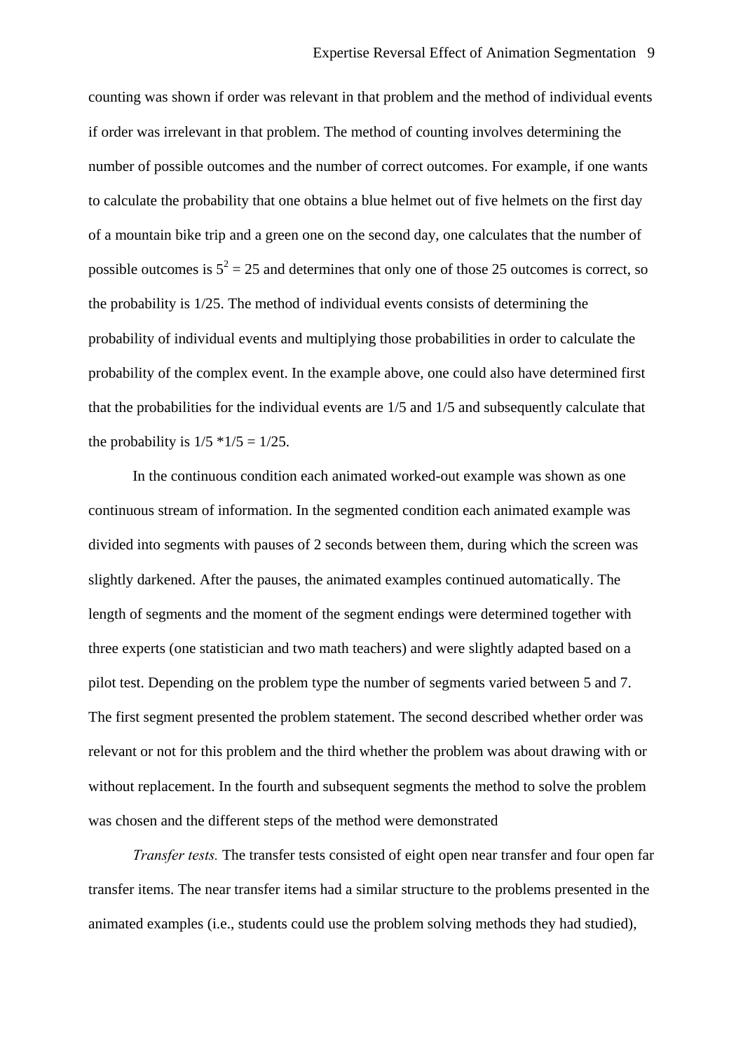counting was shown if order was relevant in that problem and the method of individual events if order was irrelevant in that problem. The method of counting involves determining the number of possible outcomes and the number of correct outcomes. For example, if one wants to calculate the probability that one obtains a blue helmet out of five helmets on the first day of a mountain bike trip and a green one on the second day, one calculates that the number of possible outcomes is $5^2 = 25$ and determines that only one of those 25 outcomes is correct, so the probability is 1/25. The method of individual events consists of determining the probability of individual events and multiplying those probabilities in order to calculate the probability of the complex event. In the example above, one could also have determined first that the probabilities for the individual events are 1/5 and 1/5 and subsequently calculate that the probability is $1/5 * 1/5 = 1/25$.

In the continuous condition each animated worked-out example was shown as one continuous stream of information. In the segmented condition each animated example was divided into segments with pauses of 2 seconds between them, during which the screen was slightly darkened. After the pauses, the animated examples continued automatically. The length of segments and the moment of the segment endings were determined together with three experts (one statistician and two math teachers) and were slightly adapted based on a pilot test. Depending on the problem type the number of segments varied between 5 and 7. The first segment presented the problem statement. The second described whether order was relevant or not for this problem and the third whether the problem was about drawing with or without replacement. In the fourth and subsequent segments the method to solve the problem was chosen and the different steps of the method were demonstrated

*Transfer tests.* The transfer tests consisted of eight open near transfer and four open far transfer items. The near transfer items had a similar structure to the problems presented in the animated examples (i.e., students could use the problem solving methods they had studied),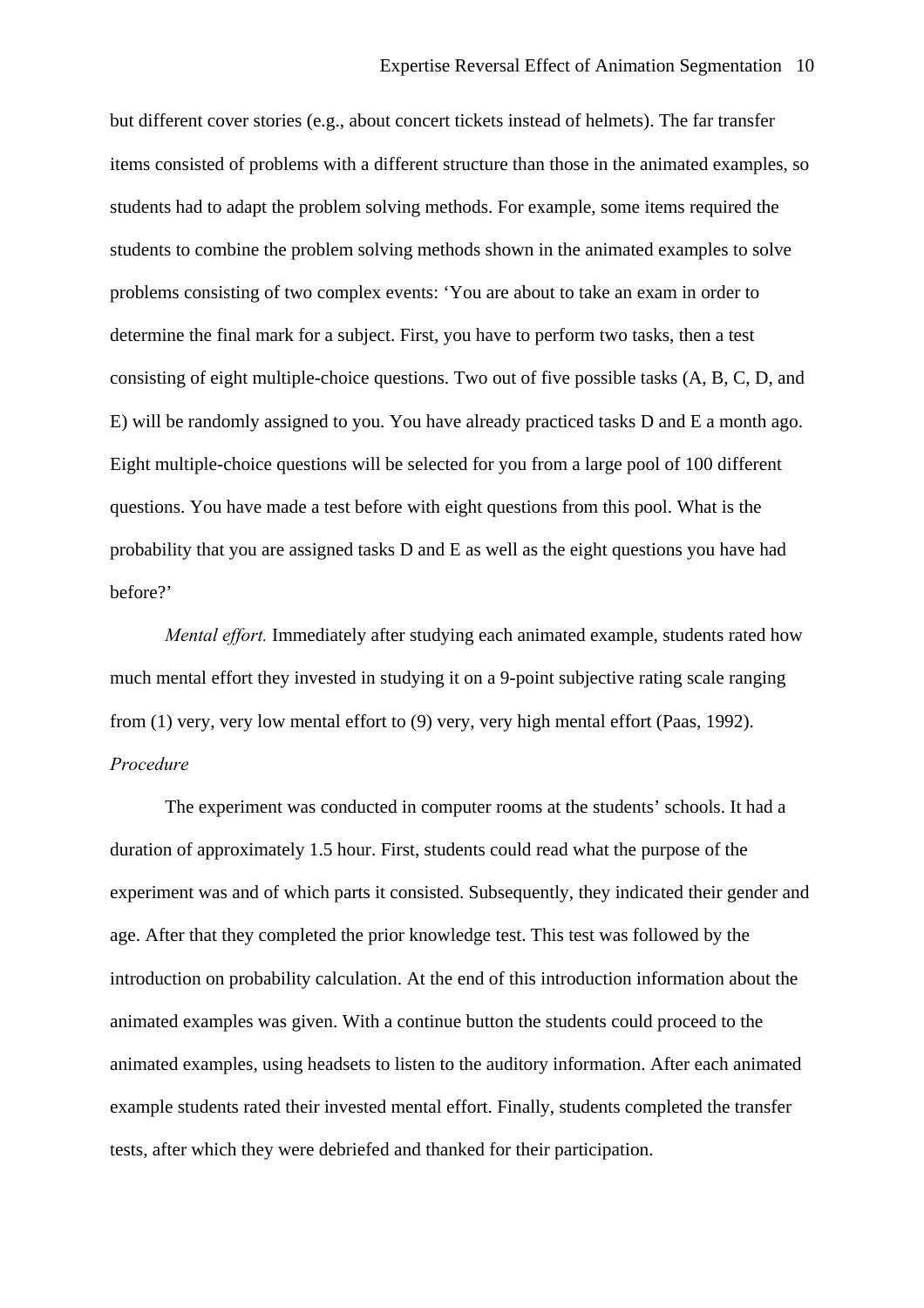but different cover stories (e.g., about concert tickets instead of helmets). The far transfer items consisted of problems with a different structure than those in the animated examples, so students had to adapt the problem solving methods. For example, some items required the students to combine the problem solving methods shown in the animated examples to solve problems consisting of two complex events: 'You are about to take an exam in order to determine the final mark for a subject. First, you have to perform two tasks, then a test consisting of eight multiple-choice questions. Two out of five possible tasks (A, B, C, D, and E) will be randomly assigned to you. You have already practiced tasks D and E a month ago. Eight multiple-choice questions will be selected for you from a large pool of 100 different questions. You have made a test before with eight questions from this pool. What is the probability that you are assigned tasks D and E as well as the eight questions you have had before?'

*Mental effort.* Immediately after studying each animated example, students rated how much mental effort they invested in studying it on a 9-point subjective rating scale ranging from (1) very, very low mental effort to (9) very, very high mental effort (Paas, 1992).

*Procedure*

The experiment was conducted in computer rooms at the students' schools. It had a duration of approximately 1.5 hour. First, students could read what the purpose of the experiment was and of which parts it consisted. Subsequently, they indicated their gender and age. After that they completed the prior knowledge test. This test was followed by the introduction on probability calculation. At the end of this introduction information about the animated examples was given. With a continue button the students could proceed to the animated examples, using headsets to listen to the auditory information. After each animated example students rated their invested mental effort. Finally, students completed the transfer tests, after which they were debriefed and thanked for their participation.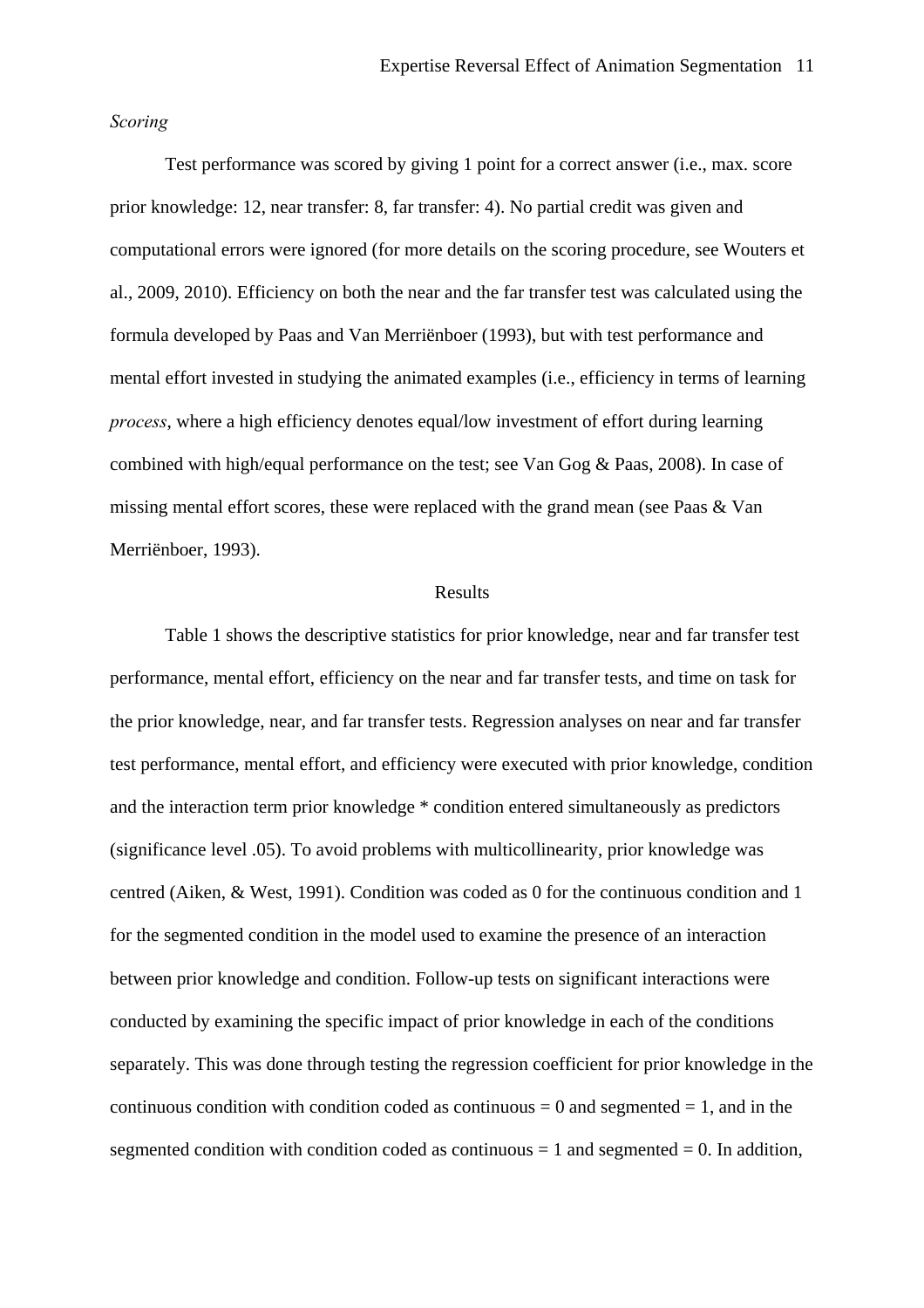*Scoring*

Test performance was scored by giving 1 point for a correct answer (i.e., max. score prior knowledge: 12, near transfer: 8, far transfer: 4). No partial credit was given and computational errors were ignored (for more details on the scoring procedure, see Wouters et al., 2009, 2010). Efficiency on both the near and the far transfer test was calculated using the formula developed by Paas and Van Merriënboer (1993), but with test performance and mental effort invested in studying the animated examples (i.e., efficiency in terms of learning *process*, where a high efficiency denotes equal/low investment of effort during learning combined with high/equal performance on the test; see Van Gog & Paas, 2008). In case of missing mental effort scores, these were replaced with the grand mean (see Paas & Van Merriënboer, 1993).

## Results

Table 1 shows the descriptive statistics for prior knowledge, near and far transfer test performance, mental effort, efficiency on the near and far transfer tests, and time on task for the prior knowledge, near, and far transfer tests. Regression analyses on near and far transfer test performance, mental effort, and efficiency were executed with prior knowledge, condition and the interaction term prior knowledge * condition entered simultaneously as predictors (significance level .05). To avoid problems with multicollinearity, prior knowledge was centred (Aiken, & West, 1991). Condition was coded as 0 for the continuous condition and 1 for the segmented condition in the model used to examine the presence of an interaction between prior knowledge and condition. Follow-up tests on significant interactions were conducted by examining the specific impact of prior knowledge in each of the conditions separately. This was done through testing the regression coefficient for prior knowledge in the continuous condition with condition coded as continuous = 0 and segmented = 1, and in the segmented condition with condition coded as continuous = 1 and segmented = 0. In addition,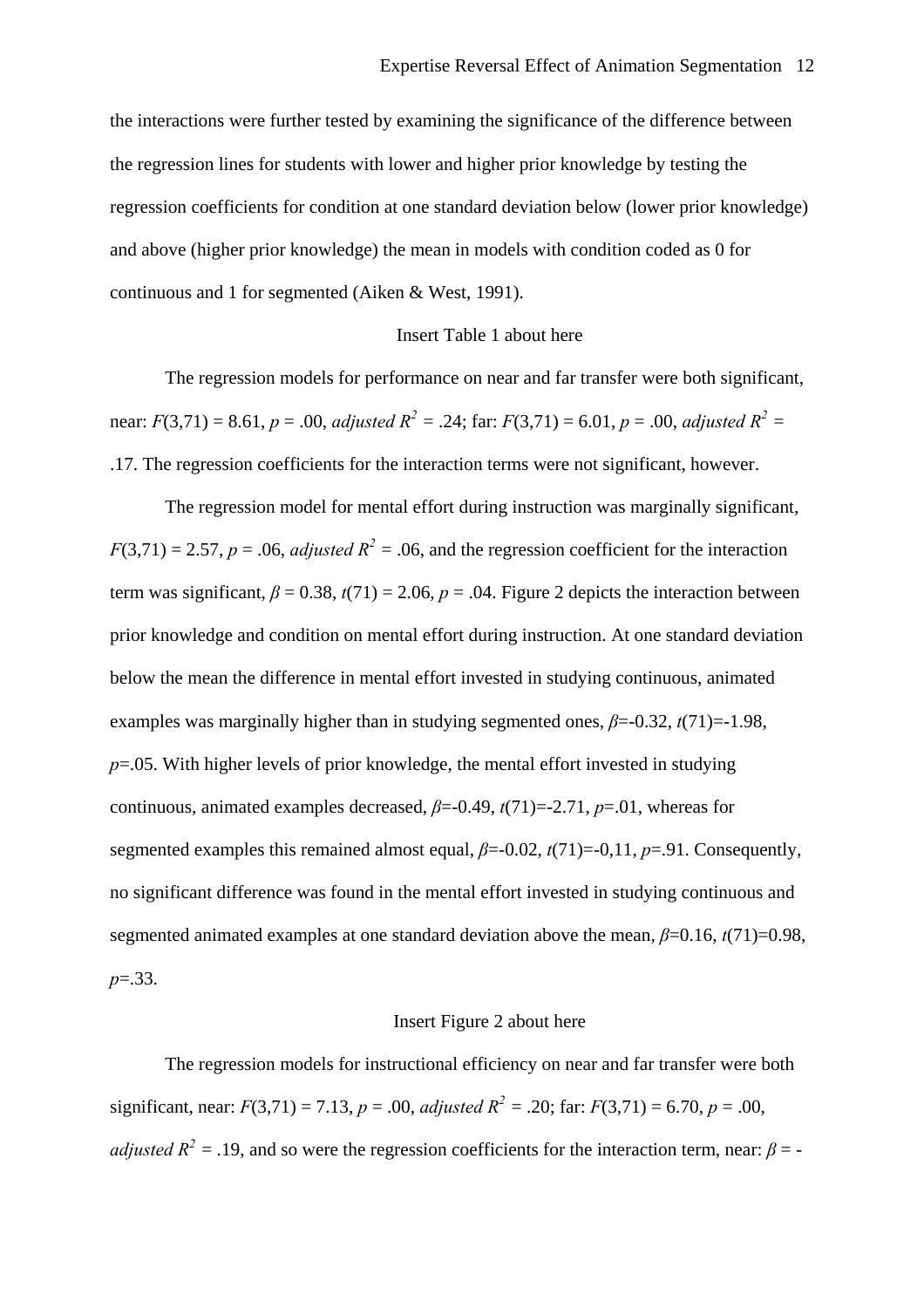the interactions were further tested by examining the significance of the difference between the regression lines for students with lower and higher prior knowledge by testing the regression coefficients for condition at one standard deviation below (lower prior knowledge) and above (higher prior knowledge) the mean in models with condition coded as 0 for continuous and 1 for segmented (Aiken & West, 1991).

Insert Table 1 about here

The regression models for performance on near and far transfer were both significant, near: $F(3,71) = 8.61$, $p = .00$, *adjusted* $R^2 = .24$; far: $F(3,71) = 6.01$, $p = .00$, *adjusted* $R^2 = .17$. The regression coefficients for the interaction terms were not significant, however.

The regression model for mental effort during instruction was marginally significant, $F(3,71) = 2.57$, $p = .06$, *adjusted* $R^2 = .06$, and the regression coefficient for the interaction term was significant, $\beta = 0.38$, $t(71) = 2.06$, $p = .04$. Figure 2 depicts the interaction between prior knowledge and condition on mental effort during instruction. At one standard deviation below the mean the difference in mental effort invested in studying continuous, animated examples was marginally higher than in studying segmented ones, $\beta$=-0.32, $t(71)$=-1.98, $p$=.05. With higher levels of prior knowledge, the mental effort invested in studying continuous, animated examples decreased, $\beta$=-0.49, $t(71)$=-2.71, $p$=.01, whereas for segmented examples this remained almost equal, $\beta$=-0.02, $t(71)$=-0,11, $p$=.91. Consequently, no significant difference was found in the mental effort invested in studying continuous and segmented animated examples at one standard deviation above the mean, $\beta$=0.16, $t(71)$=0.98, $p$=.33.

Insert Figure 2 about here

The regression models for instructional efficiency on near and far transfer were both significant, near: $F(3,71) = 7.13$, $p = .00$, *adjusted* $R^2 = .20$; far: $F(3,71) = 6.70$, $p = .00$, *adjusted* $R^2 = .19$, and so were the regression coefficients for the interaction term, near: $\beta$ = -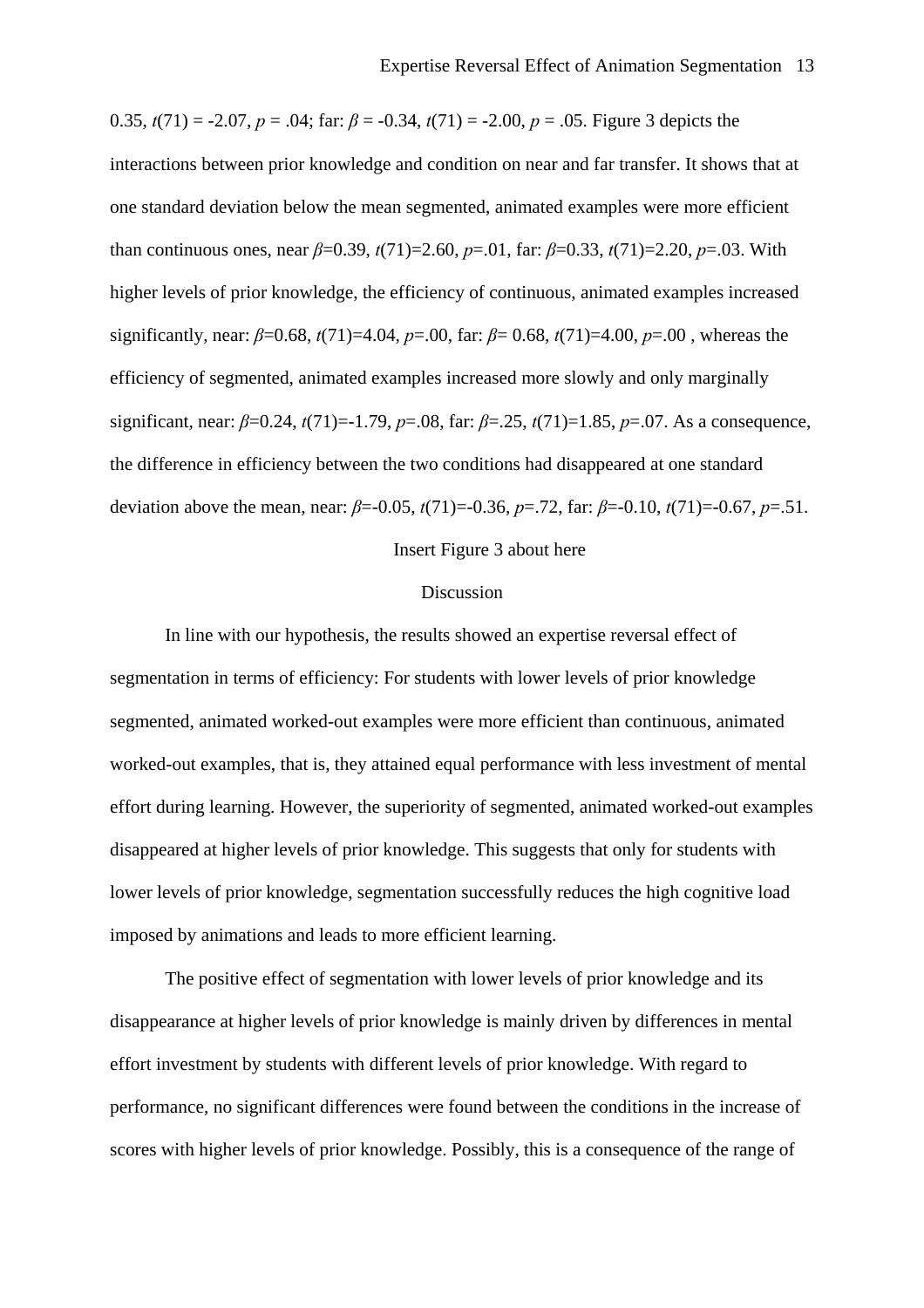0.35, $t(71) = -2.07$, $p = .04$; far: $\beta = -0.34$, $t(71) = -2.00$, $p = .05$. Figure 3 depicts the interactions between prior knowledge and condition on near and far transfer. It shows that at one standard deviation below the mean segmented, animated examples were more efficient than continuous ones, near $\beta=0.39$, $t(71)=2.60$, $p=.01$, far: $\beta=0.33$, $t(71)=2.20$, $p=.03$. With higher levels of prior knowledge, the efficiency of continuous, animated examples increased significantly, near: $\beta=0.68$, $t(71)=4.04$, $p=.00$, far: $\beta= 0.68$, $t(71)=4.00$, $p=.00$ , whereas the efficiency of segmented, animated examples increased more slowly and only marginally significant, near: $\beta=0.24$, $t(71)=-1.79$, $p=.08$, far: $\beta=.25$, $t(71)=1.85$, $p=.07$. As a consequence, the difference in efficiency between the two conditions had disappeared at one standard deviation above the mean, near: $\beta=-0.05$, $t(71)=-0.36$, $p=.72$, far: $\beta=-0.10$, $t(71)=-0.67$, $p=.51$.

Insert Figure 3 about here

## Discussion

In line with our hypothesis, the results showed an expertise reversal effect of segmentation in terms of efficiency: For students with lower levels of prior knowledge segmented, animated worked-out examples were more efficient than continuous, animated worked-out examples, that is, they attained equal performance with less investment of mental effort during learning. However, the superiority of segmented, animated worked-out examples disappeared at higher levels of prior knowledge. This suggests that only for students with lower levels of prior knowledge, segmentation successfully reduces the high cognitive load imposed by animations and leads to more efficient learning.

The positive effect of segmentation with lower levels of prior knowledge and its disappearance at higher levels of prior knowledge is mainly driven by differences in mental effort investment by students with different levels of prior knowledge. With regard to performance, no significant differences were found between the conditions in the increase of scores with higher levels of prior knowledge. Possibly, this is a consequence of the range of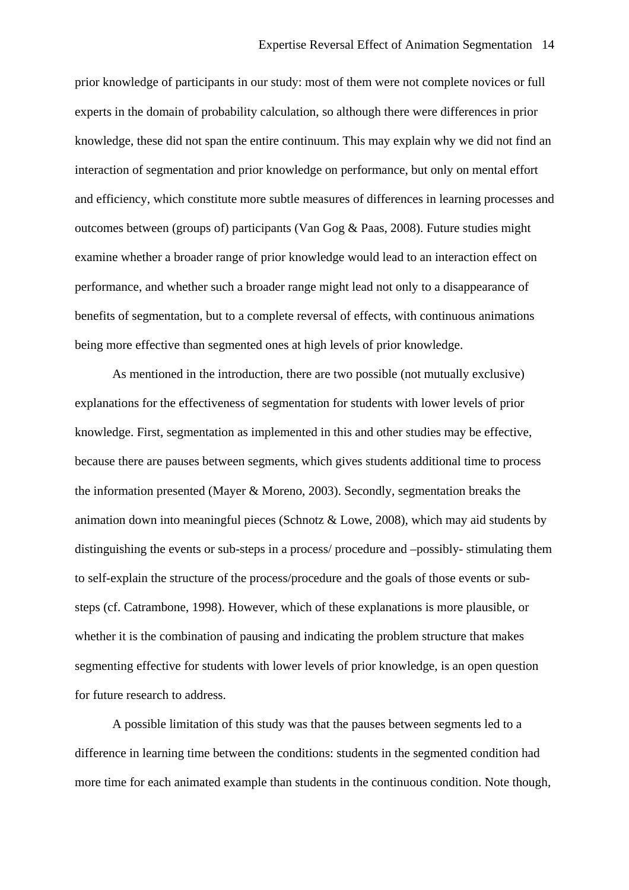prior knowledge of participants in our study: most of them were not complete novices or full experts in the domain of probability calculation, so although there were differences in prior knowledge, these did not span the entire continuum. This may explain why we did not find an interaction of segmentation and prior knowledge on performance, but only on mental effort and efficiency, which constitute more subtle measures of differences in learning processes and outcomes between (groups of) participants (Van Gog & Paas, 2008). Future studies might examine whether a broader range of prior knowledge would lead to an interaction effect on performance, and whether such a broader range might lead not only to a disappearance of benefits of segmentation, but to a complete reversal of effects, with continuous animations being more effective than segmented ones at high levels of prior knowledge.

As mentioned in the introduction, there are two possible (not mutually exclusive) explanations for the effectiveness of segmentation for students with lower levels of prior knowledge. First, segmentation as implemented in this and other studies may be effective, because there are pauses between segments, which gives students additional time to process the information presented (Mayer & Moreno, 2003). Secondly, segmentation breaks the animation down into meaningful pieces (Schnotz & Lowe, 2008), which may aid students by distinguishing the events or sub-steps in a process/ procedure and –possibly- stimulating them to self-explain the structure of the process/procedure and the goals of those events or sub-steps (cf. Catrambone, 1998). However, which of these explanations is more plausible, or whether it is the combination of pausing and indicating the problem structure that makes segmenting effective for students with lower levels of prior knowledge, is an open question for future research to address.

A possible limitation of this study was that the pauses between segments led to a difference in learning time between the conditions: students in the segmented condition had more time for each animated example than students in the continuous condition. Note though,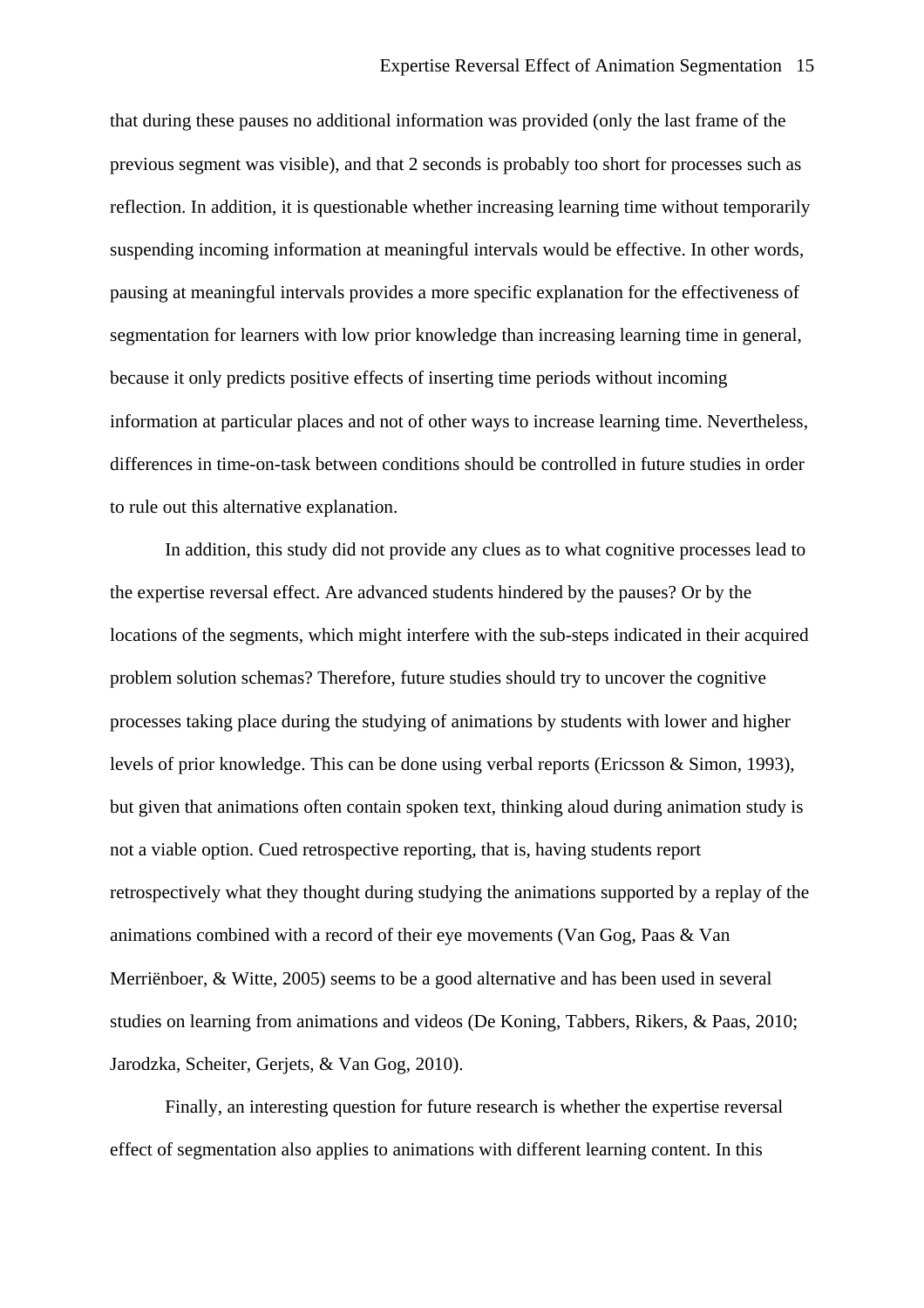that during these pauses no additional information was provided (only the last frame of the previous segment was visible), and that 2 seconds is probably too short for processes such as reflection. In addition, it is questionable whether increasing learning time without temporarily suspending incoming information at meaningful intervals would be effective. In other words, pausing at meaningful intervals provides a more specific explanation for the effectiveness of segmentation for learners with low prior knowledge than increasing learning time in general, because it only predicts positive effects of inserting time periods without incoming information at particular places and not of other ways to increase learning time. Nevertheless, differences in time-on-task between conditions should be controlled in future studies in order to rule out this alternative explanation.

In addition, this study did not provide any clues as to what cognitive processes lead to the expertise reversal effect. Are advanced students hindered by the pauses? Or by the locations of the segments, which might interfere with the sub-steps indicated in their acquired problem solution schemas? Therefore, future studies should try to uncover the cognitive processes taking place during the studying of animations by students with lower and higher levels of prior knowledge. This can be done using verbal reports (Ericsson & Simon, 1993), but given that animations often contain spoken text, thinking aloud during animation study is not a viable option. Cued retrospective reporting, that is, having students report retrospectively what they thought during studying the animations supported by a replay of the animations combined with a record of their eye movements (Van Gog, Paas & Van Merriënboer, & Witte, 2005) seems to be a good alternative and has been used in several studies on learning from animations and videos (De Koning, Tabbers, Rikers, & Paas, 2010; Jarodzka, Scheiter, Gerjets, & Van Gog, 2010).

Finally, an interesting question for future research is whether the expertise reversal effect of segmentation also applies to animations with different learning content. In this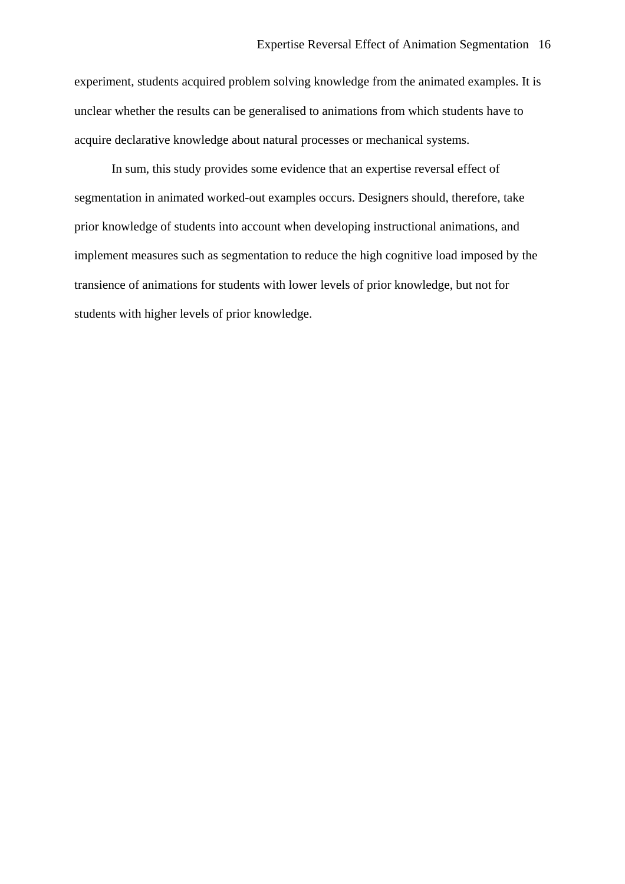experiment, students acquired problem solving knowledge from the animated examples. It is unclear whether the results can be generalised to animations from which students have to acquire declarative knowledge about natural processes or mechanical systems.

In sum, this study provides some evidence that an expertise reversal effect of segmentation in animated worked-out examples occurs. Designers should, therefore, take prior knowledge of students into account when developing instructional animations, and implement measures such as segmentation to reduce the high cognitive load imposed by the transience of animations for students with lower levels of prior knowledge, but not for students with higher levels of prior knowledge.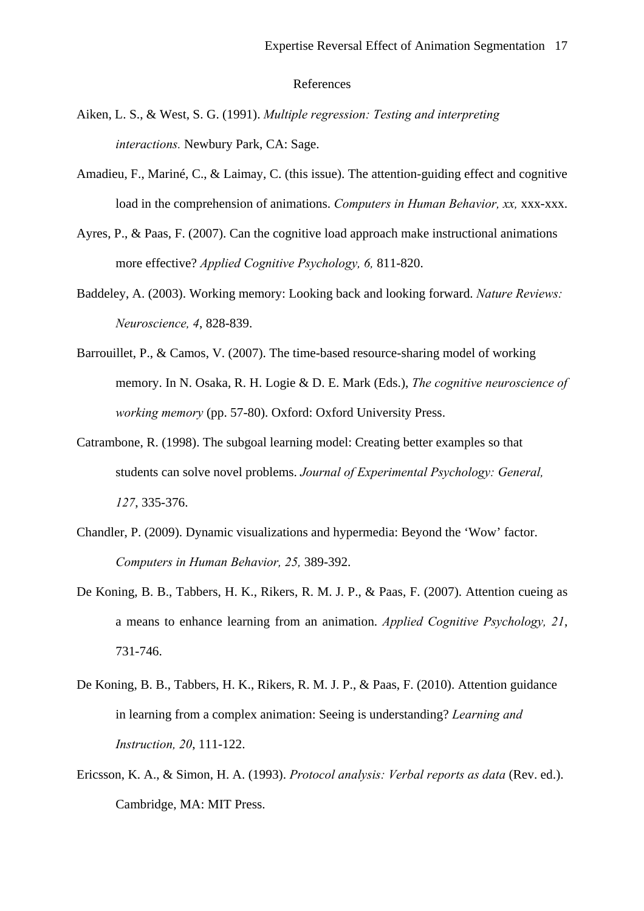# References

Aiken, L. S., & West, S. G. (1991). *Multiple regression: Testing and interpreting interactions.* Newbury Park, CA: Sage.

Amadieu, F., Mariné, C., & Laimay, C. (this issue). The attention-guiding effect and cognitive load in the comprehension of animations. *Computers in Human Behavior, xx,* xxx-xxx.

Ayres, P., & Paas, F. (2007). Can the cognitive load approach make instructional animations more effective? *Applied Cognitive Psychology, 6,* 811-820.

Baddeley, A. (2003). Working memory: Looking back and looking forward. *Nature Reviews: Neuroscience, 4*, 828-839.

Barrouillet, P., & Camos, V. (2007). The time-based resource-sharing model of working memory. In N. Osaka, R. H. Logie & D. E. Mark (Eds.), *The cognitive neuroscience of working memory* (pp. 57-80). Oxford: Oxford University Press.

Catrambone, R. (1998). The subgoal learning model: Creating better examples so that students can solve novel problems. *Journal of Experimental Psychology: General, 127*, 335-376.

Chandler, P. (2009). Dynamic visualizations and hypermedia: Beyond the 'Wow' factor. *Computers in Human Behavior, 25,* 389-392.

De Koning, B. B., Tabbers, H. K., Rikers, R. M. J. P., & Paas, F. (2007). Attention cueing as a means to enhance learning from an animation. *Applied Cognitive Psychology, 21*, 731-746.

De Koning, B. B., Tabbers, H. K., Rikers, R. M. J. P., & Paas, F. (2010). Attention guidance in learning from a complex animation: Seeing is understanding? *Learning and Instruction, 20*, 111-122.

Ericsson, K. A., & Simon, H. A. (1993). *Protocol analysis: Verbal reports as data* (Rev. ed.). Cambridge, MA: MIT Press.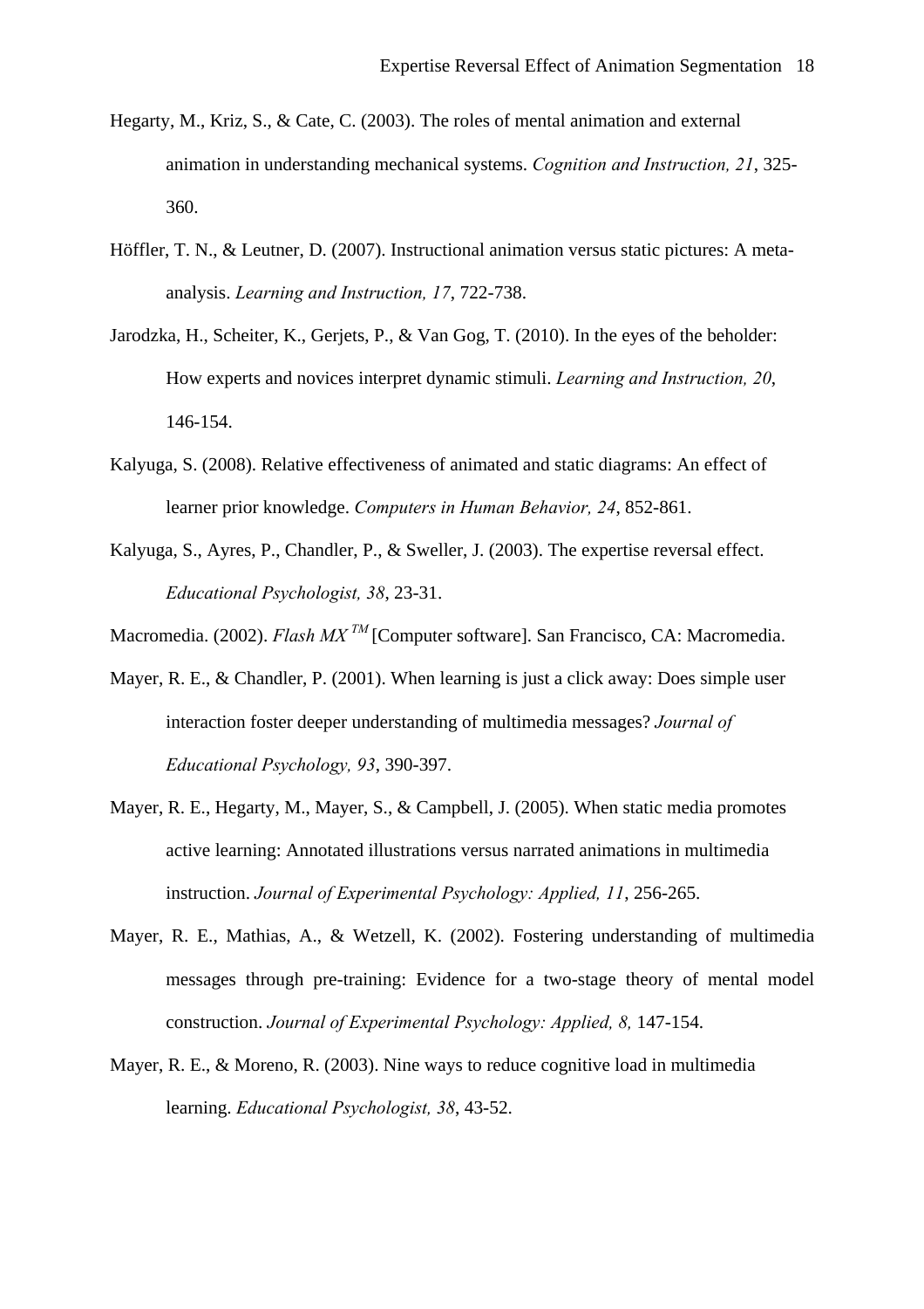Hegarty, M., Kriz, S., & Cate, C. (2003). The roles of mental animation and external animation in understanding mechanical systems. *Cognition and Instruction, 21*, 325-360.

Höffler, T. N., & Leutner, D. (2007). Instructional animation versus static pictures: A meta-analysis. *Learning and Instruction, 17*, 722-738.

Jarodzka, H., Scheiter, K., Gerjets, P., & Van Gog, T. (2010). In the eyes of the beholder: How experts and novices interpret dynamic stimuli. *Learning and Instruction, 20*, 146-154.

Kalyuga, S. (2008). Relative effectiveness of animated and static diagrams: An effect of learner prior knowledge. *Computers in Human Behavior, 24*, 852-861.

Kalyuga, S., Ayres, P., Chandler, P., & Sweller, J. (2003). The expertise reversal effect. *Educational Psychologist, 38*, 23-31.

Macromedia. (2002). *Flash MX* *TM* [Computer software]. San Francisco, CA: Macromedia.

Mayer, R. E., & Chandler, P. (2001). When learning is just a click away: Does simple user interaction foster deeper understanding of multimedia messages? *Journal of Educational Psychology, 93*, 390-397.

Mayer, R. E., Hegarty, M., Mayer, S., & Campbell, J. (2005). When static media promotes active learning: Annotated illustrations versus narrated animations in multimedia instruction. *Journal of Experimental Psychology: Applied, 11*, 256-265.

Mayer, R. E., Mathias, A., & Wetzell, K. (2002). Fostering understanding of multimedia messages through pre-training: Evidence for a two-stage theory of mental model construction. *Journal of Experimental Psychology: Applied, 8,* 147-154.

Mayer, R. E., & Moreno, R. (2003). Nine ways to reduce cognitive load in multimedia learning. *Educational Psychologist, 38*, 43-52.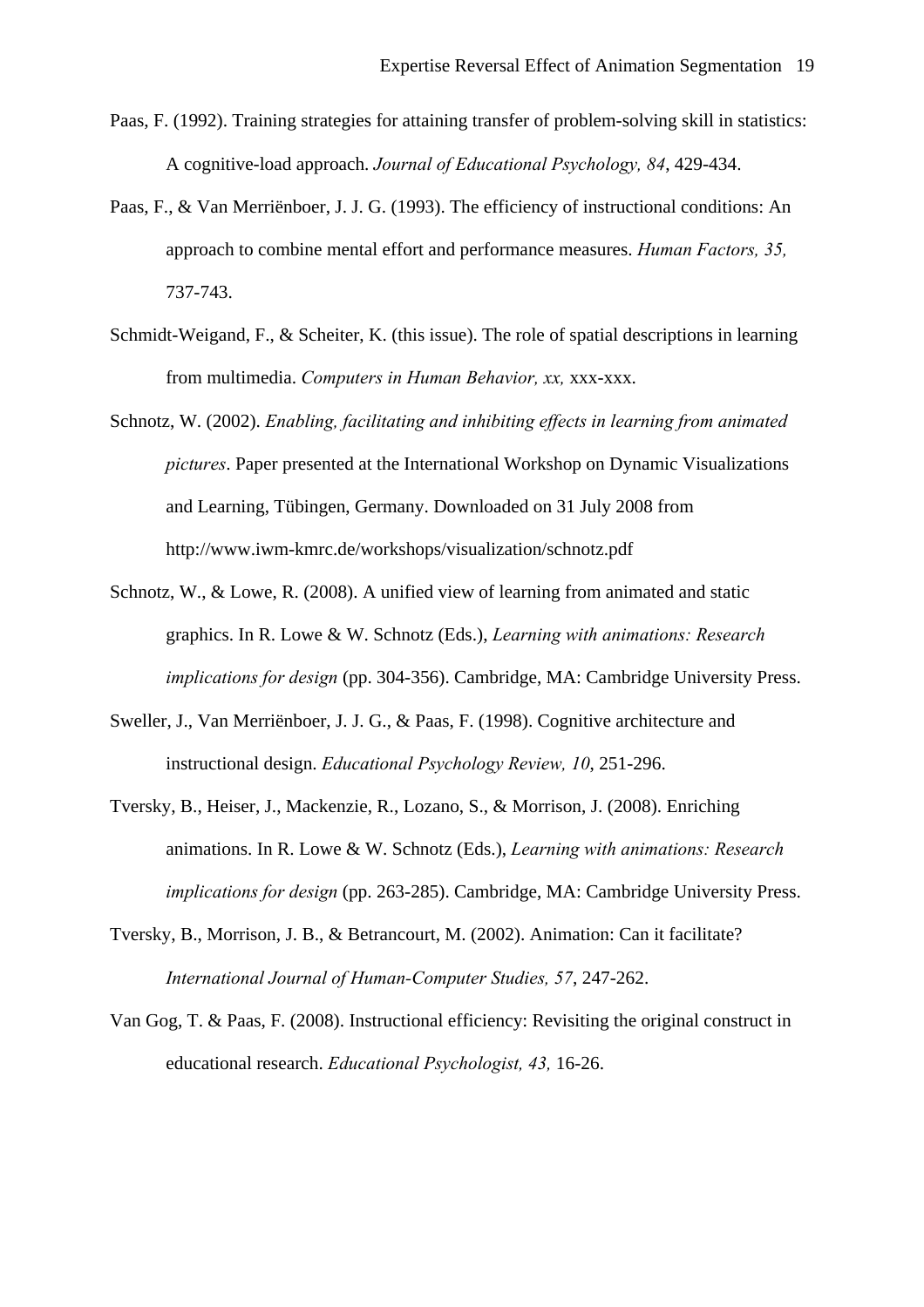Paas, F. (1992). Training strategies for attaining transfer of problem-solving skill in statistics: A cognitive-load approach. *Journal of Educational Psychology, 84*, 429-434.

Paas, F., & Van Merriënboer, J. J. G. (1993). The efficiency of instructional conditions: An approach to combine mental effort and performance measures. *Human Factors, 35,* 737-743.

Schmidt-Weigand, F., & Scheiter, K. (this issue). The role of spatial descriptions in learning from multimedia. *Computers in Human Behavior, xx,* xxx-xxx.

Schnotz, W. (2002). *Enabling, facilitating and inhibiting effects in learning from animated pictures*. Paper presented at the International Workshop on Dynamic Visualizations and Learning, Tübingen, Germany. Downloaded on 31 July 2008 from http://www.iwm-kmrc.de/workshops/visualization/schnotz.pdf

Schnotz, W., & Lowe, R. (2008). A unified view of learning from animated and static graphics. In R. Lowe & W. Schnotz (Eds.), *Learning with animations: Research implications for design* (pp. 304-356). Cambridge, MA: Cambridge University Press.

Sweller, J., Van Merriënboer, J. J. G., & Paas, F. (1998). Cognitive architecture and instructional design. *Educational Psychology Review, 10*, 251-296.

Tversky, B., Heiser, J., Mackenzie, R., Lozano, S., & Morrison, J. (2008). Enriching animations. In R. Lowe & W. Schnotz (Eds.), *Learning with animations: Research implications for design* (pp. 263-285). Cambridge, MA: Cambridge University Press.

Tversky, B., Morrison, J. B., & Betrancourt, M. (2002). Animation: Can it facilitate? *International Journal of Human-Computer Studies, 57*, 247-262.

Van Gog, T. & Paas, F. (2008). Instructional efficiency: Revisiting the original construct in educational research. *Educational Psychologist, 43,* 16-26.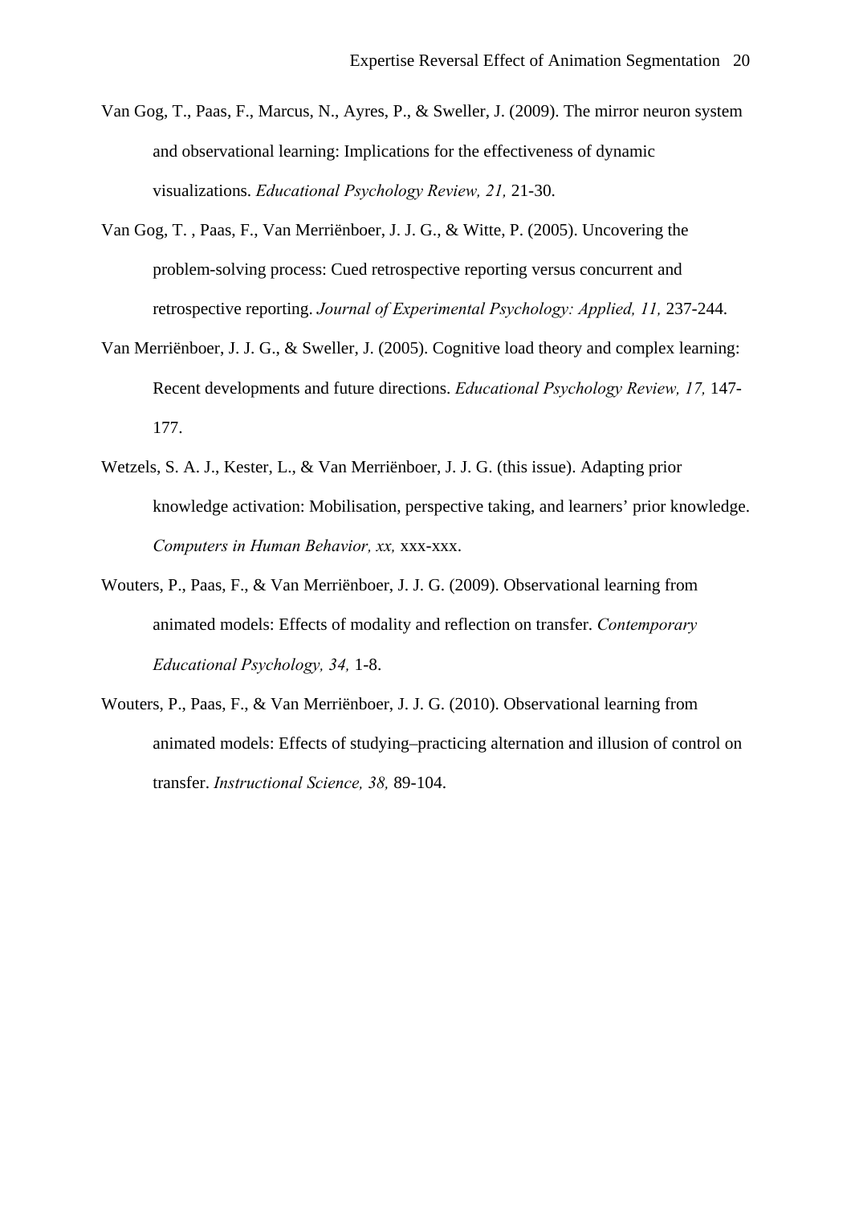Van Gog, T., Paas, F., Marcus, N., Ayres, P., & Sweller, J. (2009). The mirror neuron system and observational learning: Implications for the effectiveness of dynamic visualizations. *Educational Psychology Review, 21,* 21-30.

Van Gog, T. , Paas, F., Van Merriënboer, J. J. G., & Witte, P. (2005). Uncovering the problem-solving process: Cued retrospective reporting versus concurrent and retrospective reporting. *Journal of Experimental Psychology: Applied, 11,* 237-244.

Van Merriënboer, J. J. G., & Sweller, J. (2005). Cognitive load theory and complex learning: Recent developments and future directions. *Educational Psychology Review, 17,* 147-177.

Wetzels, S. A. J., Kester, L., & Van Merriënboer, J. J. G. (this issue). Adapting prior knowledge activation: Mobilisation, perspective taking, and learners' prior knowledge. *Computers in Human Behavior, xx,* xxx-xxx.

Wouters, P., Paas, F., & Van Merriënboer, J. J. G. (2009). Observational learning from animated models: Effects of modality and reflection on transfer. *Contemporary Educational Psychology, 34,* 1-8.

Wouters, P., Paas, F., & Van Merriënboer, J. J. G. (2010). Observational learning from animated models: Effects of studying–practicing alternation and illusion of control on transfer. *Instructional Science, 38,* 89-104.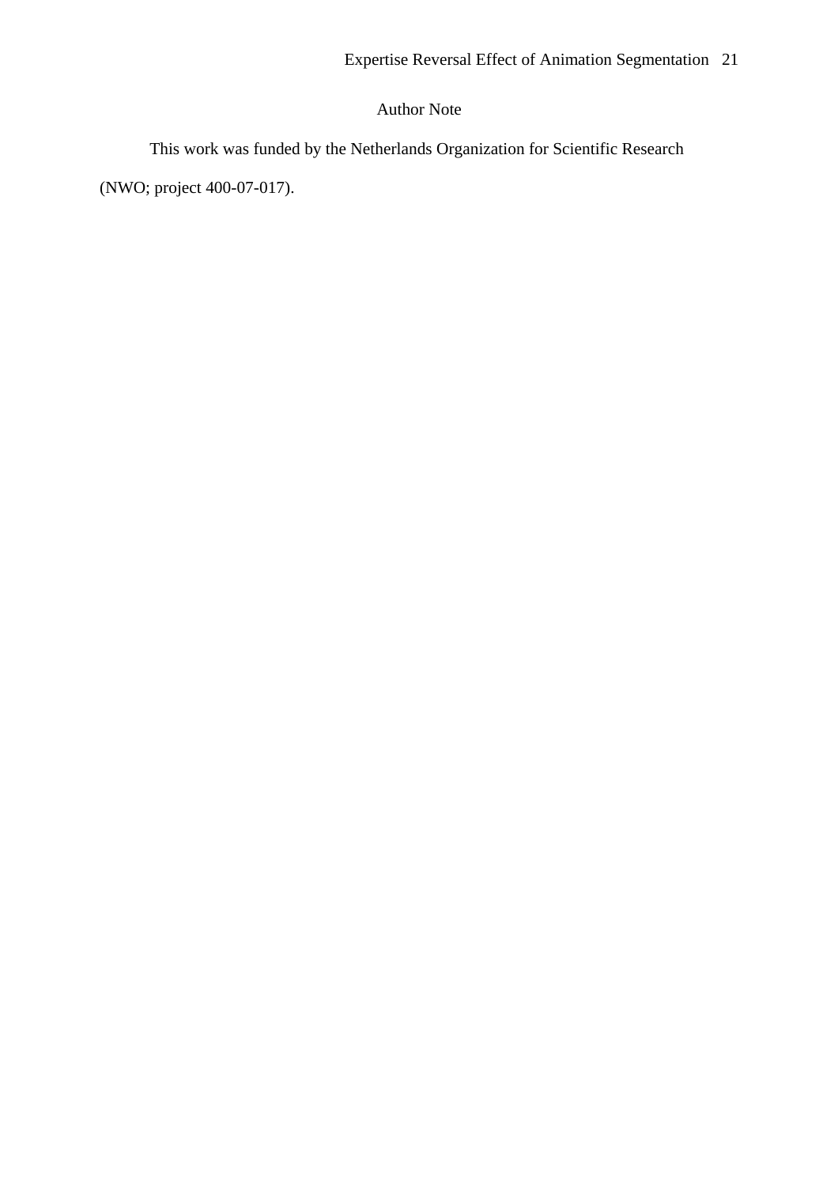# Author Note

This work was funded by the Netherlands Organization for Scientific Research (NWO; project 400-07-017).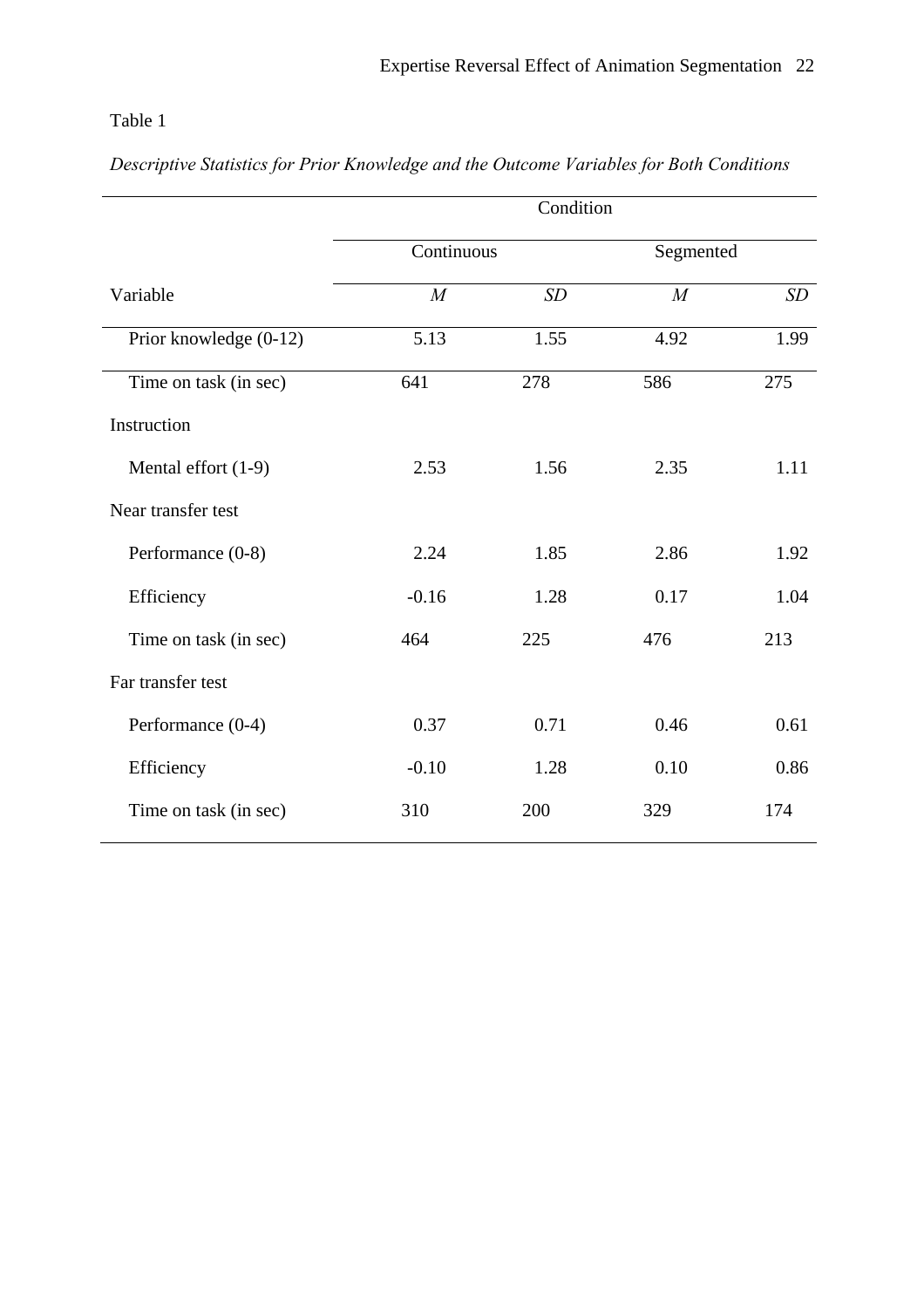Table 1

*Descriptive Statistics for Prior Knowledge and the Outcome Variables for Both Conditions*

| | Condition | | | |
|---|---|---|---|---|
| | Continuous | | Segmented | |
| Variable | *M* | *SD* | *M* | *SD* |
| Prior knowledge (0-12) | 5.13 | 1.55 | 4.92 | 1.99 |
| Time on task (in sec) | 641 | 278 | 586 | 275 |
| Instruction | | | | |
| Mental effort (1-9) | 2.53 | 1.56 | 2.35 | 1.11 |
| Near transfer test | | | | |
| Performance (0-8) | 2.24 | 1.85 | 2.86 | 1.92 |
| Efficiency | -0.16 | 1.28 | 0.17 | 1.04 |
| Time on task (in sec) | 464 | 225 | 476 | 213 |
| Far transfer test | | | | |
| Performance (0-4) | 0.37 | 0.71 | 0.46 | 0.61 |
| Efficiency | -0.10 | 1.28 | 0.10 | 0.86 |
| Time on task (in sec) | 310 | 200 | 329 | 174 |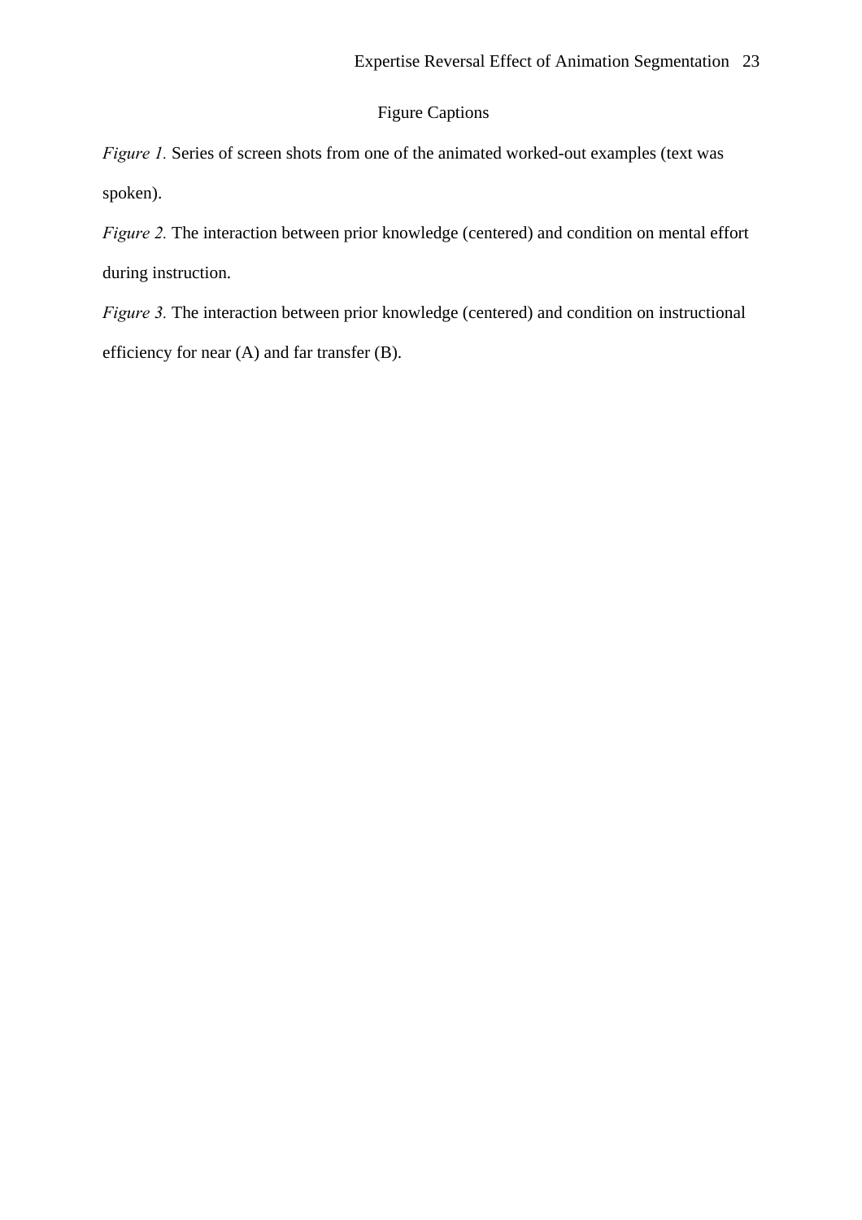# Figure Captions

*Figure 1.* Series of screen shots from one of the animated worked-out examples (text was spoken).

*Figure 2.* The interaction between prior knowledge (centered) and condition on mental effort during instruction.

*Figure 3.* The interaction between prior knowledge (centered) and condition on instructional efficiency for near (A) and far transfer (B).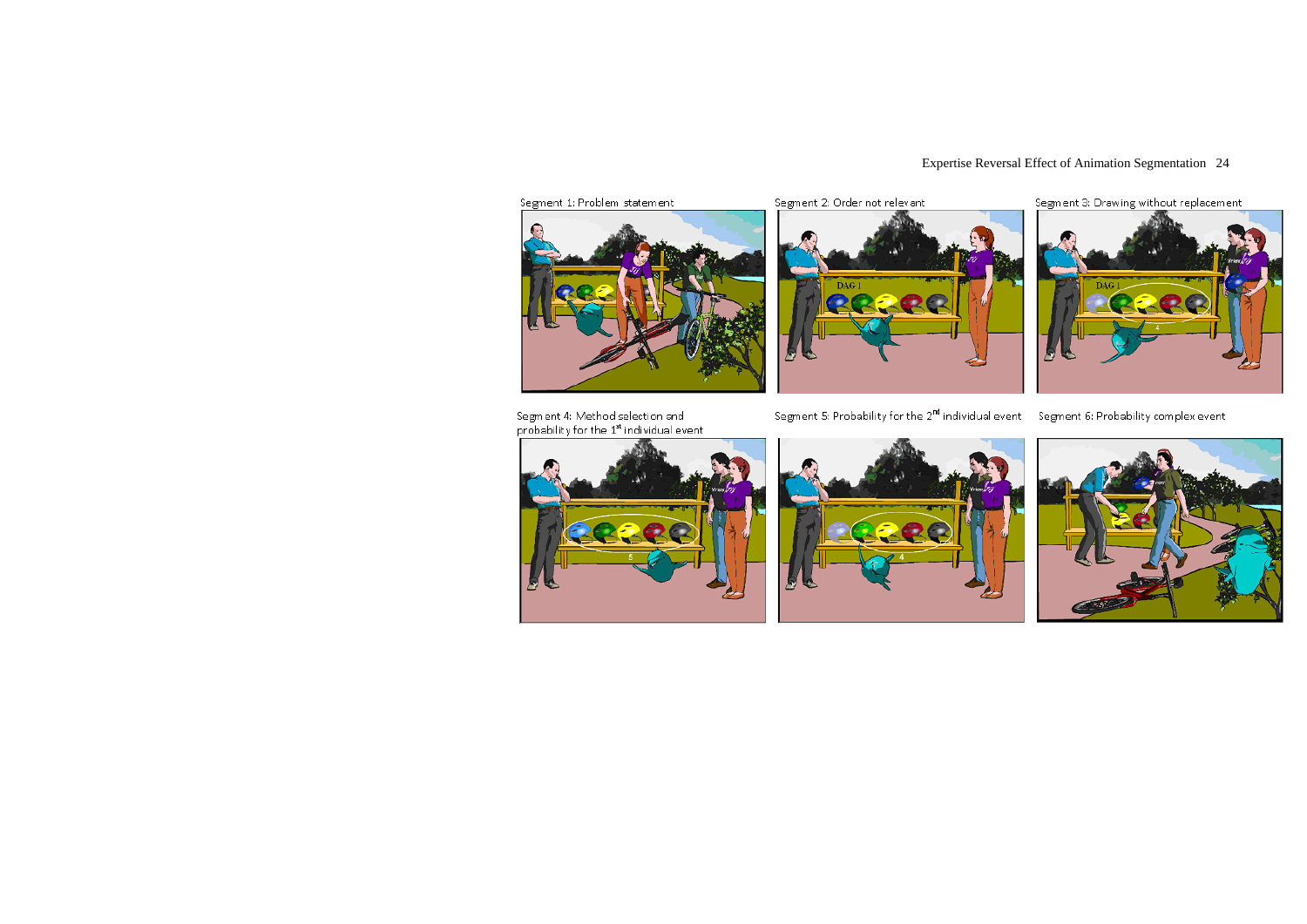Segment 1: Problem statement

Segment 2: Order not relevant

Segment 3: Drawing without replacement

Segment 4: Method selection and probability for the 1st individual event

Segment 5: Probability for the 2nd individual event

Segment 6: Probability complex event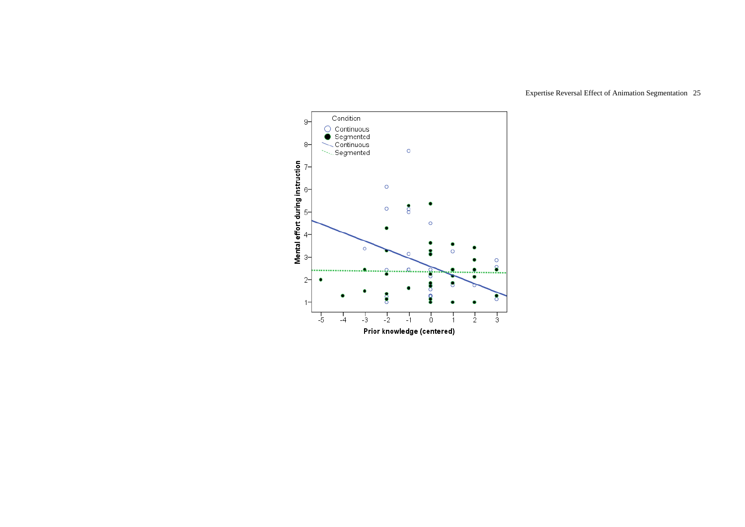Condition

- Continuous
- Segmented
- Continuous
- Segmented

Mental effort during instruction

Prior knowledge (centered)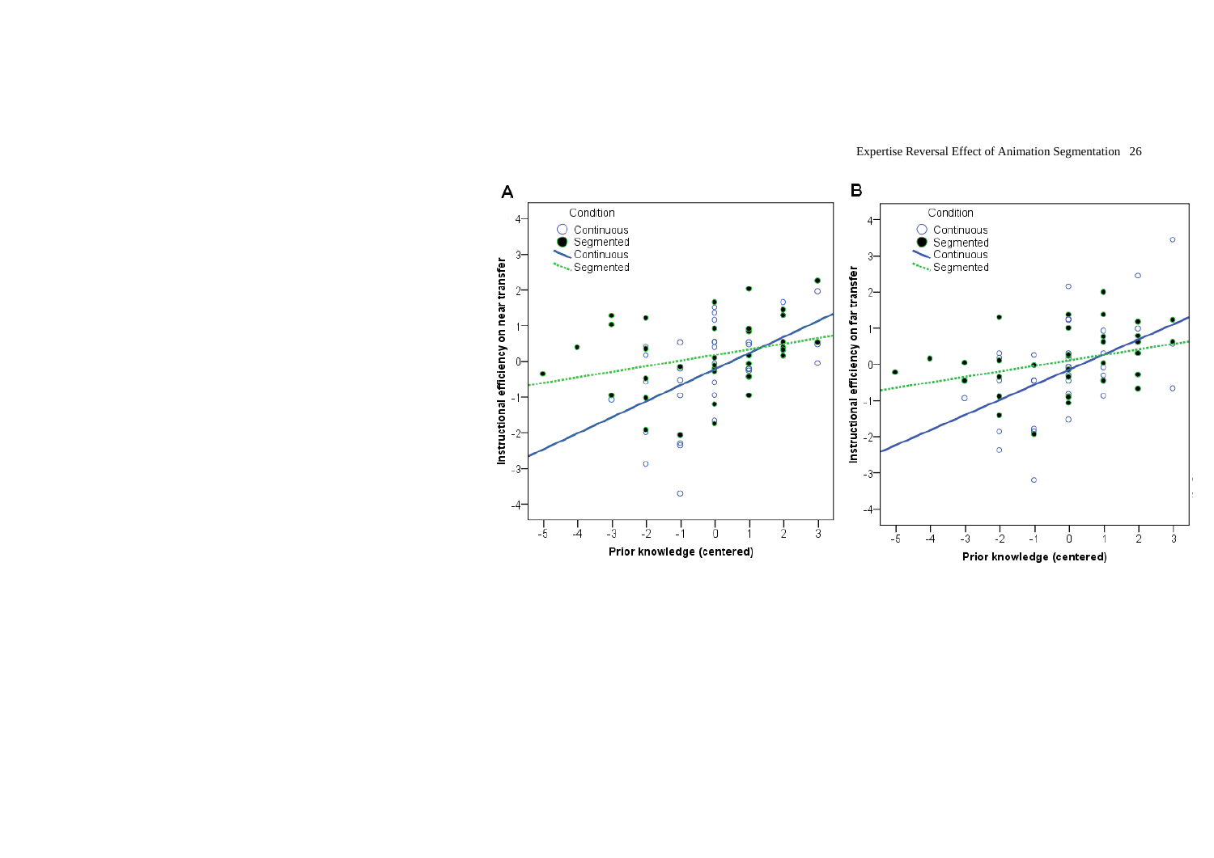A

Condition
Continuous
Segmented
Continuous
Segmented

Instructional efficiency on near transfer

4
3
2
1
0
-1
-2
-3
-4

-5 -4 -3 -2 -1 0 1 2 3

Prior knowledge (centered)

B

Condition
Continuous
Segmented
Continuous
Segmented

Instructional efficiency on far transfer

4
3
2
1
0
-1
-2
-3
-4

-5 -4 -3 -2 -1 0 1 2 3

Prior knowledge (centered)